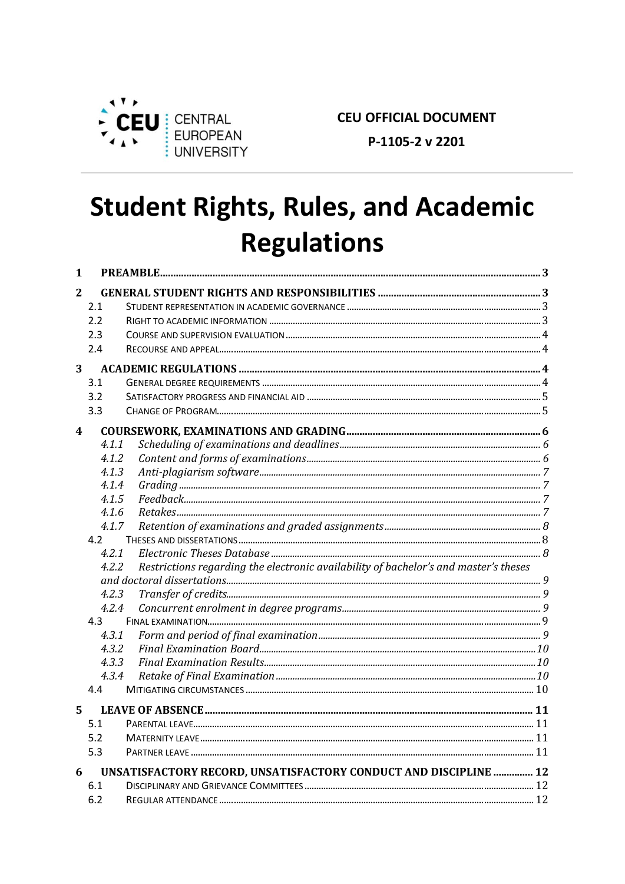CENTRAL EUROPEAN UNIVERSITY

**CEU OFFICIAL DOCUMENT**

**P-1105-2 v 2201**

# Student Rights, Rules, and Academic Regulations

1 PREAMBLE ..... 3

2 GENERAL STUDENT RIGHTS AND RESPONSIBILITIES ..... 3
- 2.1 Student representation in academic governance ..... 3
- 2.2 Right to academic information ..... 3
- 2.3 Course and supervision evaluation ..... 4
- 2.4 Recourse and appeal ..... 4

3 ACADEMIC REGULATIONS ..... 4
- 3.1 General degree requirements ..... 4
- 3.2 Satisfactory progress and financial aid ..... 5
- 3.3 Change of program ..... 5

4 COURSEWORK, EXAMINATIONS AND GRADING ..... 6
- *4.1.1 Scheduling of examinations and deadlines* ..... 6
- *4.1.2 Content and forms of examinations* ..... 6
- *4.1.3 Anti-plagiarism software* ..... 7
- *4.1.4 Grading* ..... 7
- *4.1.5 Feedback* ..... 7
- *4.1.6 Retakes* ..... 7
- *4.1.7 Retention of examinations and graded assignments* ..... 8
- 4.2 Theses and dissertations ..... 8
  - *4.2.1 Electronic Theses Database* ..... 8
  - *4.2.2 Restrictions regarding the electronic availability of bachelor's and master's theses and doctoral dissertations* ..... 9
  - *4.2.3 Transfer of credits* ..... 9
  - *4.2.4 Concurrent enrolment in degree programs* ..... 9
- 4.3 Final examination ..... 9
  - *4.3.1 Form and period of final examination* ..... 9
  - *4.3.2 Final Examination Board* ..... 10
  - *4.3.3 Final Examination Results* ..... 10
  - *4.3.4 Retake of Final Examination* ..... 10
- 4.4 Mitigating circumstances ..... 10

5 LEAVE OF ABSENCE ..... 11
- 5.1 Parental leave ..... 11
- 5.2 Maternity leave ..... 11
- 5.3 Partner leave ..... 11

6 UNSATISFACTORY RECORD, UNSATISFACTORY CONDUCT AND DISCIPLINE ..... 12
- 6.1 Disciplinary and Grievance Committees ..... 12
- 6.2 Regular attendance ..... 12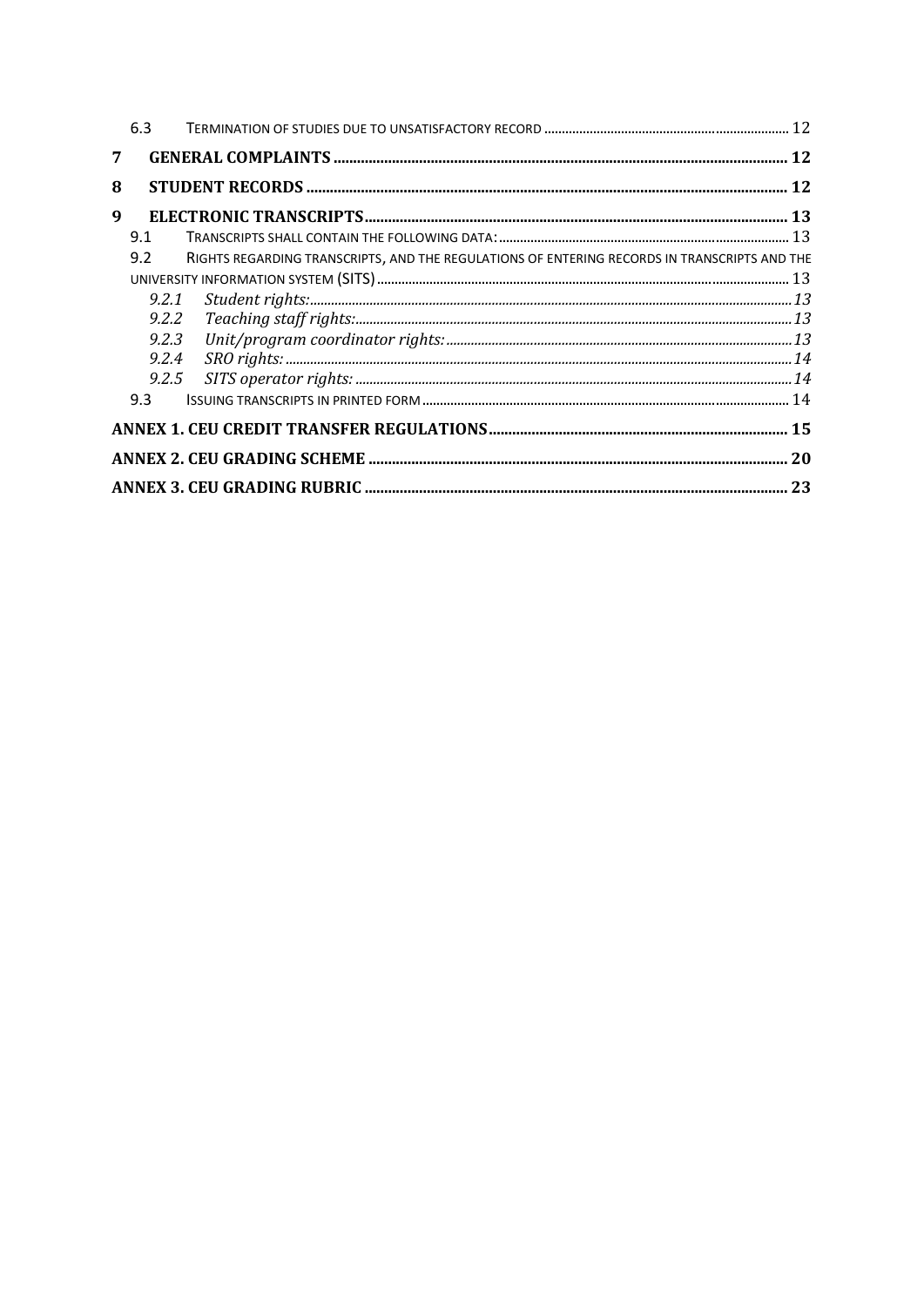6.3 Termination of studies due to unsatisfactory record ..... 12

7 **General complaints** ..... 12

8 **Student records** ..... 12

9 **Electronic transcripts** ..... 13

9.1 Transcripts shall contain the following data: ..... 13

9.2 Rights regarding transcripts, and the regulations of entering records in transcripts and the university information system (SITS) ..... 13

*9.2.1 Student rights:* ..... 13

*9.2.2 Teaching staff rights:* ..... 13

*9.2.3 Unit/program coordinator rights:* ..... 13

*9.2.4 SRO rights:* ..... 14

*9.2.5 SITS operator rights:* ..... 14

9.3 Issuing transcripts in printed form ..... 14

**Annex 1. CEU Credit Transfer Regulations** ..... 15

**Annex 2. CEU Grading Scheme** ..... 20

**Annex 3. CEU Grading Rubric** ..... 23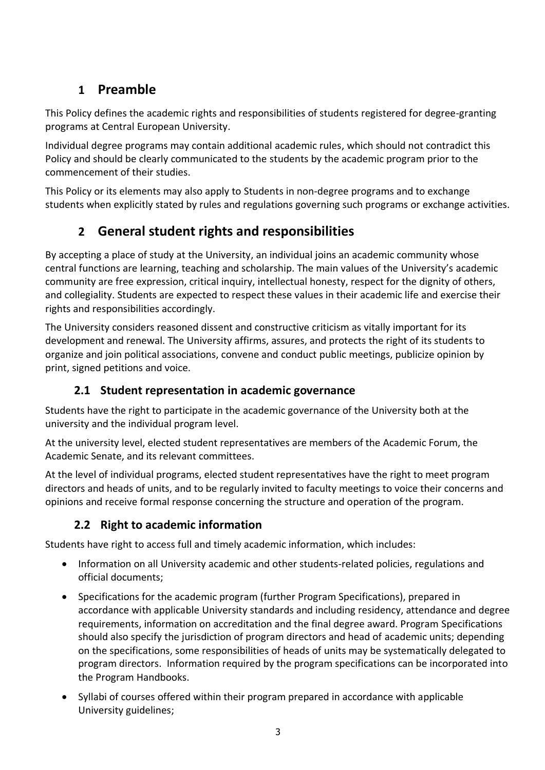# 1 Preamble

This Policy defines the academic rights and responsibilities of students registered for degree-granting programs at Central European University.

Individual degree programs may contain additional academic rules, which should not contradict this Policy and should be clearly communicated to the students by the academic program prior to the commencement of their studies.

This Policy or its elements may also apply to Students in non-degree programs and to exchange students when explicitly stated by rules and regulations governing such programs or exchange activities.

# 2 General student rights and responsibilities

By accepting a place of study at the University, an individual joins an academic community whose central functions are learning, teaching and scholarship. The main values of the University's academic community are free expression, critical inquiry, intellectual honesty, respect for the dignity of others, and collegiality. Students are expected to respect these values in their academic life and exercise their rights and responsibilities accordingly.

The University considers reasoned dissent and constructive criticism as vitally important for its development and renewal. The University affirms, assures, and protects the right of its students to organize and join political associations, convene and conduct public meetings, publicize opinion by print, signed petitions and voice.

## 2.1 Student representation in academic governance

Students have the right to participate in the academic governance of the University both at the university and the individual program level.

At the university level, elected student representatives are members of the Academic Forum, the Academic Senate, and its relevant committees.

At the level of individual programs, elected student representatives have the right to meet program directors and heads of units, and to be regularly invited to faculty meetings to voice their concerns and opinions and receive formal response concerning the structure and operation of the program.

## 2.2 Right to academic information

Students have right to access full and timely academic information, which includes:

- Information on all University academic and other students-related policies, regulations and official documents;
- Specifications for the academic program (further Program Specifications), prepared in accordance with applicable University standards and including residency, attendance and degree requirements, information on accreditation and the final degree award. Program Specifications should also specify the jurisdiction of program directors and head of academic units; depending on the specifications, some responsibilities of heads of units may be systematically delegated to program directors. Information required by the program specifications can be incorporated into the Program Handbooks.
- Syllabi of courses offered within their program prepared in accordance with applicable University guidelines;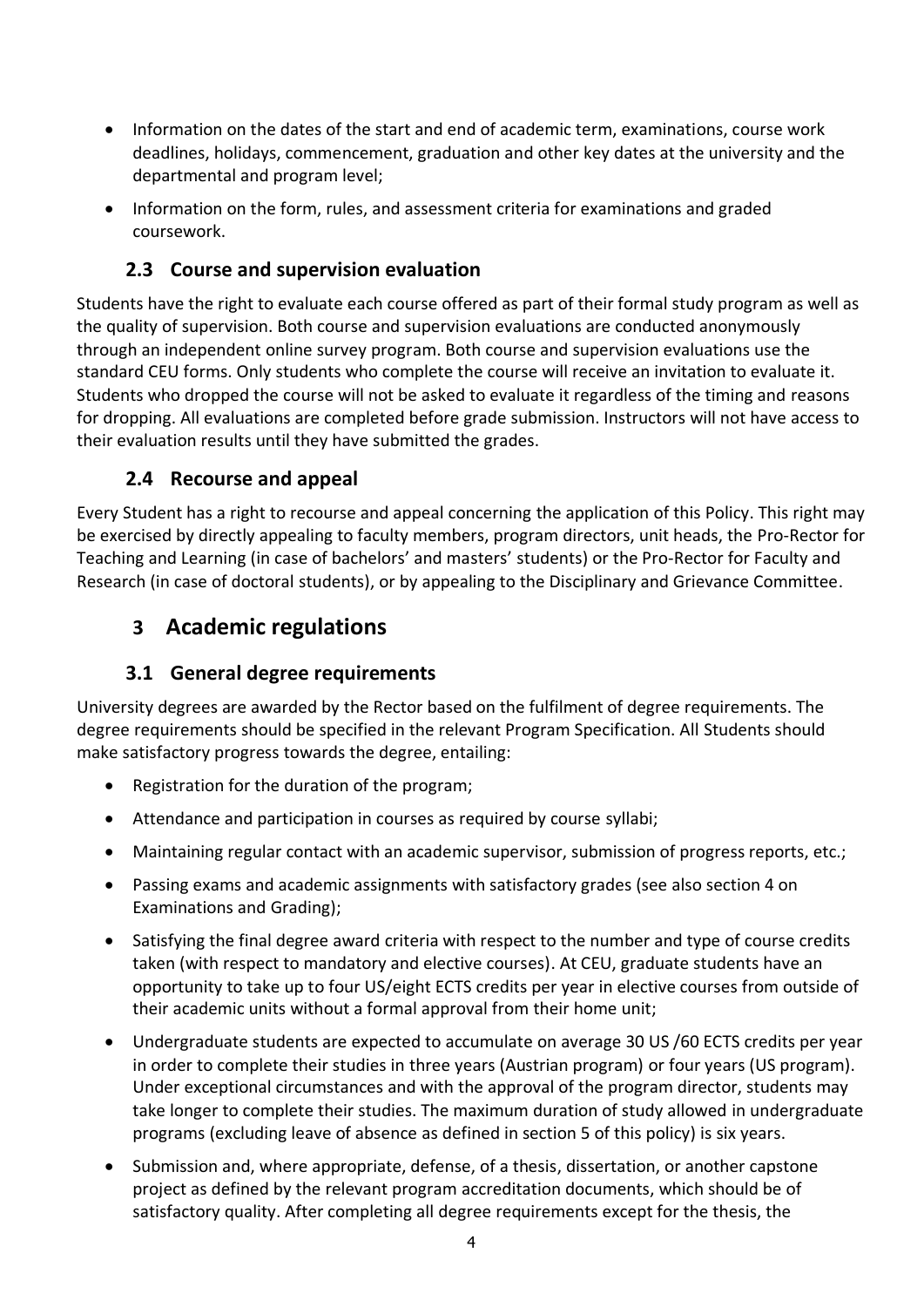- Information on the dates of the start and end of academic term, examinations, course work deadlines, holidays, commencement, graduation and other key dates at the university and the departmental and program level;
- Information on the form, rules, and assessment criteria for examinations and graded coursework.

### 2.3 Course and supervision evaluation

Students have the right to evaluate each course offered as part of their formal study program as well as the quality of supervision. Both course and supervision evaluations are conducted anonymously through an independent online survey program. Both course and supervision evaluations use the standard CEU forms. Only students who complete the course will receive an invitation to evaluate it. Students who dropped the course will not be asked to evaluate it regardless of the timing and reasons for dropping. All evaluations are completed before grade submission. Instructors will not have access to their evaluation results until they have submitted the grades.

### 2.4 Recourse and appeal

Every Student has a right to recourse and appeal concerning the application of this Policy. This right may be exercised by directly appealing to faculty members, program directors, unit heads, the Pro-Rector for Teaching and Learning (in case of bachelors' and masters' students) or the Pro-Rector for Faculty and Research (in case of doctoral students), or by appealing to the Disciplinary and Grievance Committee.

## 3 Academic regulations

### 3.1 General degree requirements

University degrees are awarded by the Rector based on the fulfilment of degree requirements. The degree requirements should be specified in the relevant Program Specification. All Students should make satisfactory progress towards the degree, entailing:

- Registration for the duration of the program;
- Attendance and participation in courses as required by course syllabi;
- Maintaining regular contact with an academic supervisor, submission of progress reports, etc.;
- Passing exams and academic assignments with satisfactory grades (see also section 4 on Examinations and Grading);
- Satisfying the final degree award criteria with respect to the number and type of course credits taken (with respect to mandatory and elective courses). At CEU, graduate students have an opportunity to take up to four US/eight ECTS credits per year in elective courses from outside of their academic units without a formal approval from their home unit;
- Undergraduate students are expected to accumulate on average 30 US /60 ECTS credits per year in order to complete their studies in three years (Austrian program) or four years (US program). Under exceptional circumstances and with the approval of the program director, students may take longer to complete their studies. The maximum duration of study allowed in undergraduate programs (excluding leave of absence as defined in section 5 of this policy) is six years.
- Submission and, where appropriate, defense, of a thesis, dissertation, or another capstone project as defined by the relevant program accreditation documents, which should be of satisfactory quality. After completing all degree requirements except for the thesis, the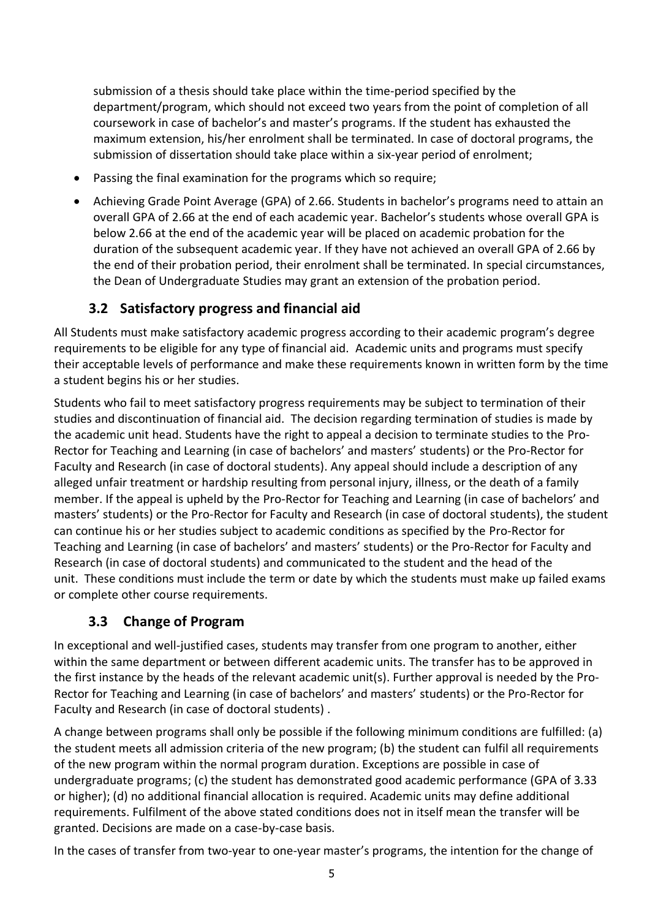submission of a thesis should take place within the time-period specified by the department/program, which should not exceed two years from the point of completion of all coursework in case of bachelor's and master's programs. If the student has exhausted the maximum extension, his/her enrolment shall be terminated. In case of doctoral programs, the submission of dissertation should take place within a six-year period of enrolment;

- Passing the final examination for the programs which so require;
- Achieving Grade Point Average (GPA) of 2.66. Students in bachelor's programs need to attain an overall GPA of 2.66 at the end of each academic year. Bachelor's students whose overall GPA is below 2.66 at the end of the academic year will be placed on academic probation for the duration of the subsequent academic year. If they have not achieved an overall GPA of 2.66 by the end of their probation period, their enrolment shall be terminated. In special circumstances, the Dean of Undergraduate Studies may grant an extension of the probation period.

## 3.2 Satisfactory progress and financial aid

All Students must make satisfactory academic progress according to their academic program's degree requirements to be eligible for any type of financial aid. Academic units and programs must specify their acceptable levels of performance and make these requirements known in written form by the time a student begins his or her studies.

Students who fail to meet satisfactory progress requirements may be subject to termination of their studies and discontinuation of financial aid. The decision regarding termination of studies is made by the academic unit head. Students have the right to appeal a decision to terminate studies to the Pro-Rector for Teaching and Learning (in case of bachelors' and masters' students) or the Pro-Rector for Faculty and Research (in case of doctoral students). Any appeal should include a description of any alleged unfair treatment or hardship resulting from personal injury, illness, or the death of a family member. If the appeal is upheld by the Pro-Rector for Teaching and Learning (in case of bachelors' and masters' students) or the Pro-Rector for Faculty and Research (in case of doctoral students), the student can continue his or her studies subject to academic conditions as specified by the Pro-Rector for Teaching and Learning (in case of bachelors' and masters' students) or the Pro-Rector for Faculty and Research (in case of doctoral students) and communicated to the student and the head of the unit. These conditions must include the term or date by which the students must make up failed exams or complete other course requirements.

## 3.3 Change of Program

In exceptional and well-justified cases, students may transfer from one program to another, either within the same department or between different academic units. The transfer has to be approved in the first instance by the heads of the relevant academic unit(s). Further approval is needed by the Pro-Rector for Teaching and Learning (in case of bachelors' and masters' students) or the Pro-Rector for Faculty and Research (in case of doctoral students) .

A change between programs shall only be possible if the following minimum conditions are fulfilled: (a) the student meets all admission criteria of the new program; (b) the student can fulfil all requirements of the new program within the normal program duration. Exceptions are possible in case of undergraduate programs; (c) the student has demonstrated good academic performance (GPA of 3.33 or higher); (d) no additional financial allocation is required. Academic units may define additional requirements. Fulfilment of the above stated conditions does not in itself mean the transfer will be granted. Decisions are made on a case-by-case basis.

In the cases of transfer from two-year to one-year master's programs, the intention for the change of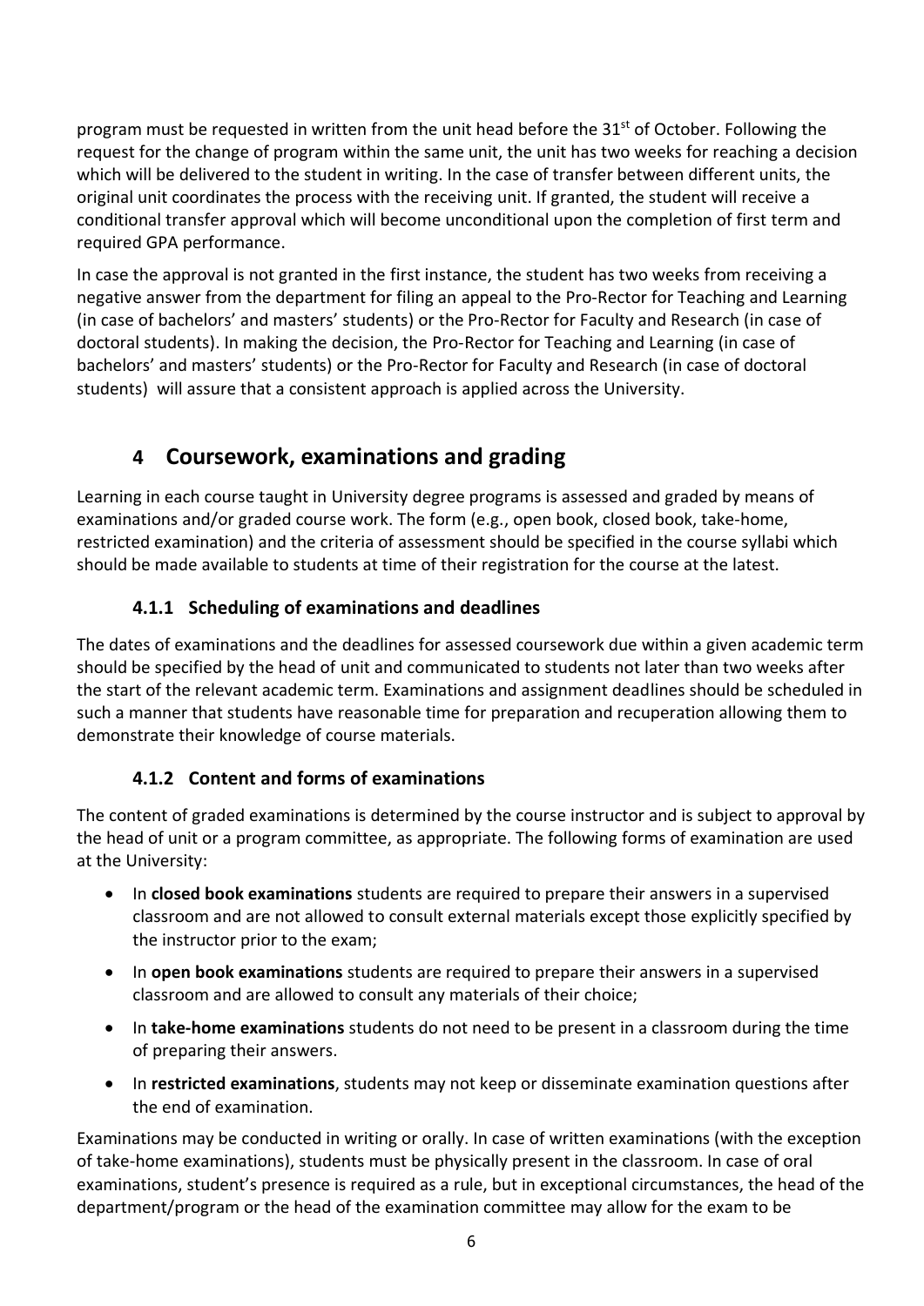program must be requested in written from the unit head before the 31st of October. Following the request for the change of program within the same unit, the unit has two weeks for reaching a decision which will be delivered to the student in writing. In the case of transfer between different units, the original unit coordinates the process with the receiving unit. If granted, the student will receive a conditional transfer approval which will become unconditional upon the completion of first term and required GPA performance.

In case the approval is not granted in the first instance, the student has two weeks from receiving a negative answer from the department for filing an appeal to the Pro-Rector for Teaching and Learning (in case of bachelors' and masters' students) or the Pro-Rector for Faculty and Research (in case of doctoral students). In making the decision, the Pro-Rector for Teaching and Learning (in case of bachelors' and masters' students) or the Pro-Rector for Faculty and Research (in case of doctoral students) will assure that a consistent approach is applied across the University.

# 4 Coursework, examinations and grading

Learning in each course taught in University degree programs is assessed and graded by means of examinations and/or graded course work. The form (e.g., open book, closed book, take-home, restricted examination) and the criteria of assessment should be specified in the course syllabi which should be made available to students at time of their registration for the course at the latest.

### 4.1.1 Scheduling of examinations and deadlines

The dates of examinations and the deadlines for assessed coursework due within a given academic term should be specified by the head of unit and communicated to students not later than two weeks after the start of the relevant academic term. Examinations and assignment deadlines should be scheduled in such a manner that students have reasonable time for preparation and recuperation allowing them to demonstrate their knowledge of course materials.

### 4.1.2 Content and forms of examinations

The content of graded examinations is determined by the course instructor and is subject to approval by the head of unit or a program committee, as appropriate. The following forms of examination are used at the University:

- In **closed book examinations** students are required to prepare their answers in a supervised classroom and are not allowed to consult external materials except those explicitly specified by the instructor prior to the exam;
- In **open book examinations** students are required to prepare their answers in a supervised classroom and are allowed to consult any materials of their choice;
- In **take-home examinations** students do not need to be present in a classroom during the time of preparing their answers.
- In **restricted examinations**, students may not keep or disseminate examination questions after the end of examination.

Examinations may be conducted in writing or orally. In case of written examinations (with the exception of take-home examinations), students must be physically present in the classroom. In case of oral examinations, student's presence is required as a rule, but in exceptional circumstances, the head of the department/program or the head of the examination committee may allow for the exam to be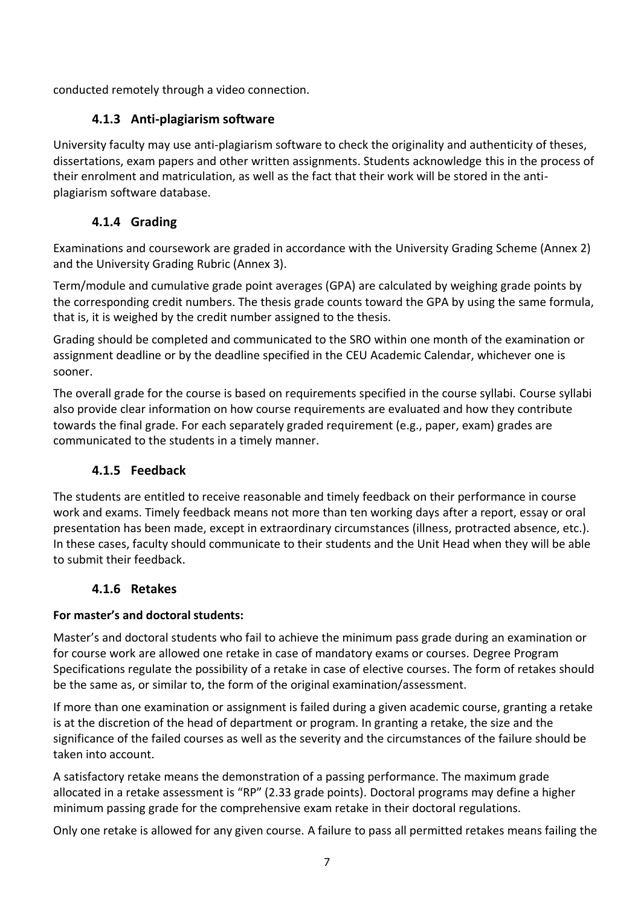conducted remotely through a video connection.

### 4.1.3 Anti-plagiarism software

University faculty may use anti-plagiarism software to check the originality and authenticity of theses, dissertations, exam papers and other written assignments. Students acknowledge this in the process of their enrolment and matriculation, as well as the fact that their work will be stored in the anti-plagiarism software database.

### 4.1.4 Grading

Examinations and coursework are graded in accordance with the University Grading Scheme (Annex 2) and the University Grading Rubric (Annex 3).

Term/module and cumulative grade point averages (GPA) are calculated by weighing grade points by the corresponding credit numbers. The thesis grade counts toward the GPA by using the same formula, that is, it is weighed by the credit number assigned to the thesis.

Grading should be completed and communicated to the SRO within one month of the examination or assignment deadline or by the deadline specified in the CEU Academic Calendar, whichever one is sooner.

The overall grade for the course is based on requirements specified in the course syllabi. Course syllabi also provide clear information on how course requirements are evaluated and how they contribute towards the final grade. For each separately graded requirement (e.g., paper, exam) grades are communicated to the students in a timely manner.

### 4.1.5 Feedback

The students are entitled to receive reasonable and timely feedback on their performance in course work and exams. Timely feedback means not more than ten working days after a report, essay or oral presentation has been made, except in extraordinary circumstances (illness, protracted absence, etc.). In these cases, faculty should communicate to their students and the Unit Head when they will be able to submit their feedback.

### 4.1.6 Retakes

**For master's and doctoral students:**

Master's and doctoral students who fail to achieve the minimum pass grade during an examination or for course work are allowed one retake in case of mandatory exams or courses. Degree Program Specifications regulate the possibility of a retake in case of elective courses. The form of retakes should be the same as, or similar to, the form of the original examination/assessment.

If more than one examination or assignment is failed during a given academic course, granting a retake is at the discretion of the head of department or program. In granting a retake, the size and the significance of the failed courses as well as the severity and the circumstances of the failure should be taken into account.

A satisfactory retake means the demonstration of a passing performance. The maximum grade allocated in a retake assessment is "RP" (2.33 grade points). Doctoral programs may define a higher minimum passing grade for the comprehensive exam retake in their doctoral regulations.

Only one retake is allowed for any given course. A failure to pass all permitted retakes means failing the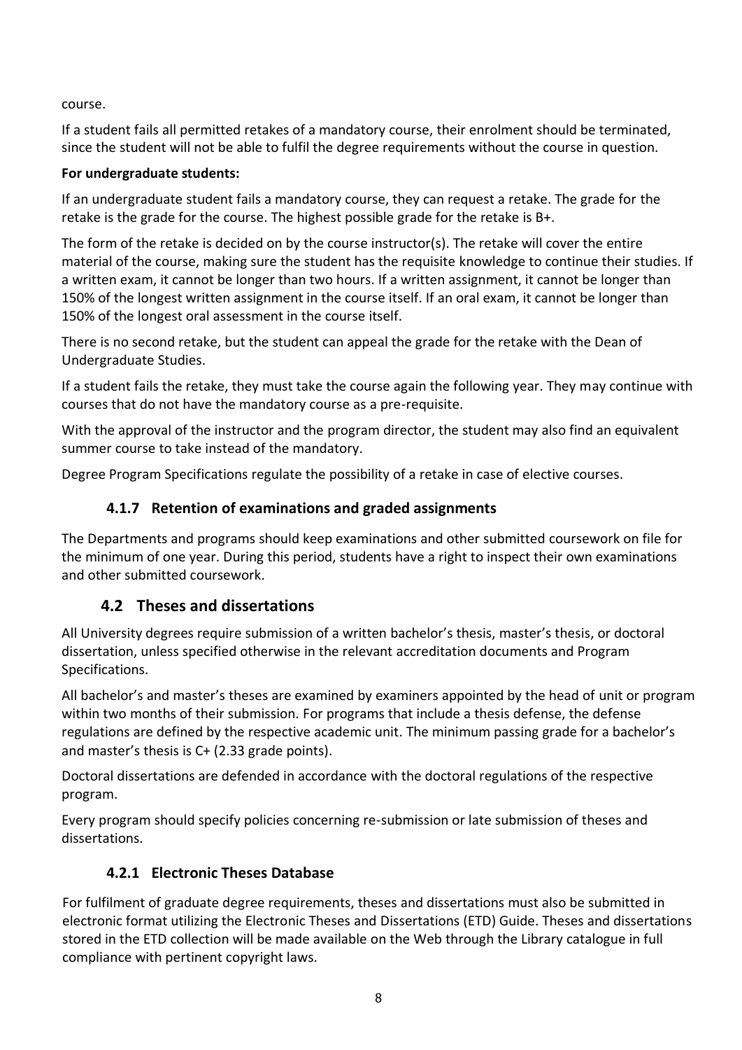course.

If a student fails all permitted retakes of a mandatory course, their enrolment should be terminated, since the student will not be able to fulfil the degree requirements without the course in question.

**For undergraduate students:**

If an undergraduate student fails a mandatory course, they can request a retake. The grade for the retake is the grade for the course. The highest possible grade for the retake is B+.

The form of the retake is decided on by the course instructor(s). The retake will cover the entire material of the course, making sure the student has the requisite knowledge to continue their studies. If a written exam, it cannot be longer than two hours. If a written assignment, it cannot be longer than 150% of the longest written assignment in the course itself. If an oral exam, it cannot be longer than 150% of the longest oral assessment in the course itself.

There is no second retake, but the student can appeal the grade for the retake with the Dean of Undergraduate Studies.

If a student fails the retake, they must take the course again the following year. They may continue with courses that do not have the mandatory course as a pre-requisite.

With the approval of the instructor and the program director, the student may also find an equivalent summer course to take instead of the mandatory.

Degree Program Specifications regulate the possibility of a retake in case of elective courses.

### 4.1.7 Retention of examinations and graded assignments

The Departments and programs should keep examinations and other submitted coursework on file for the minimum of one year. During this period, students have a right to inspect their own examinations and other submitted coursework.

## 4.2 Theses and dissertations

All University degrees require submission of a written bachelor's thesis, master's thesis, or doctoral dissertation, unless specified otherwise in the relevant accreditation documents and Program Specifications.

All bachelor's and master's theses are examined by examiners appointed by the head of unit or program within two months of their submission. For programs that include a thesis defense, the defense regulations are defined by the respective academic unit. The minimum passing grade for a bachelor's and master's thesis is C+ (2.33 grade points).

Doctoral dissertations are defended in accordance with the doctoral regulations of the respective program.

Every program should specify policies concerning re-submission or late submission of theses and dissertations.

### 4.2.1 Electronic Theses Database

For fulfilment of graduate degree requirements, theses and dissertations must also be submitted in electronic format utilizing the Electronic Theses and Dissertations (ETD) Guide. Theses and dissertations stored in the ETD collection will be made available on the Web through the Library catalogue in full compliance with pertinent copyright laws.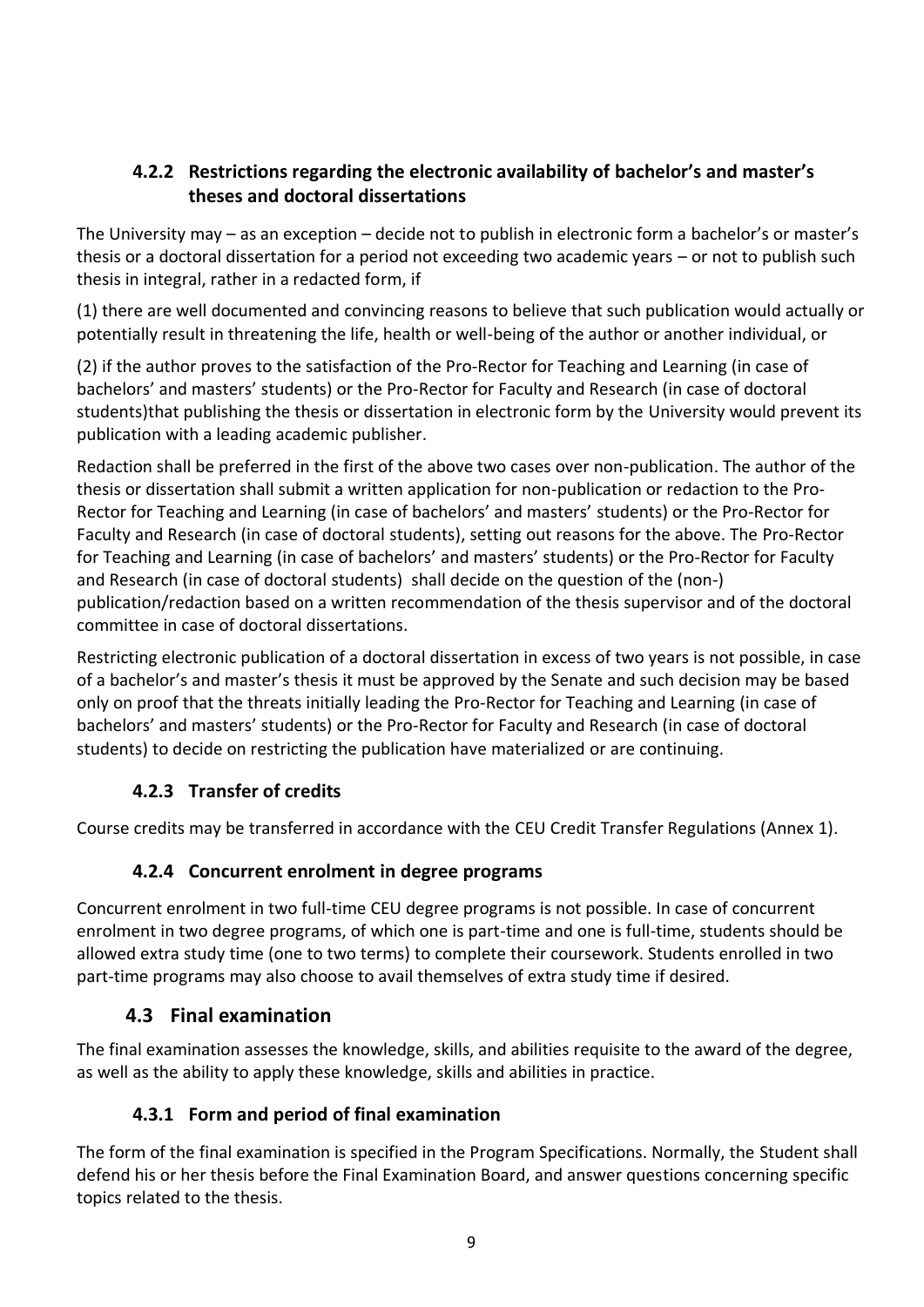#### 4.2.2 Restrictions regarding the electronic availability of bachelor's and master's theses and doctoral dissertations

The University may – as an exception – decide not to publish in electronic form a bachelor's or master's thesis or a doctoral dissertation for a period not exceeding two academic years – or not to publish such thesis in integral, rather in a redacted form, if

(1) there are well documented and convincing reasons to believe that such publication would actually or potentially result in threatening the life, health or well-being of the author or another individual, or

(2) if the author proves to the satisfaction of the Pro-Rector for Teaching and Learning (in case of bachelors' and masters' students) or the Pro-Rector for Faculty and Research (in case of doctoral students)that publishing the thesis or dissertation in electronic form by the University would prevent its publication with a leading academic publisher.

Redaction shall be preferred in the first of the above two cases over non-publication. The author of the thesis or dissertation shall submit a written application for non-publication or redaction to the Pro-Rector for Teaching and Learning (in case of bachelors' and masters' students) or the Pro-Rector for Faculty and Research (in case of doctoral students), setting out reasons for the above. The Pro-Rector for Teaching and Learning (in case of bachelors' and masters' students) or the Pro-Rector for Faculty and Research (in case of doctoral students) shall decide on the question of the (non-) publication/redaction based on a written recommendation of the thesis supervisor and of the doctoral committee in case of doctoral dissertations.

Restricting electronic publication of a doctoral dissertation in excess of two years is not possible, in case of a bachelor's and master's thesis it must be approved by the Senate and such decision may be based only on proof that the threats initially leading the Pro-Rector for Teaching and Learning (in case of bachelors' and masters' students) or the Pro-Rector for Faculty and Research (in case of doctoral students) to decide on restricting the publication have materialized or are continuing.

#### 4.2.3 Transfer of credits

Course credits may be transferred in accordance with the CEU Credit Transfer Regulations (Annex 1).

#### 4.2.4 Concurrent enrolment in degree programs

Concurrent enrolment in two full-time CEU degree programs is not possible. In case of concurrent enrolment in two degree programs, of which one is part-time and one is full-time, students should be allowed extra study time (one to two terms) to complete their coursework. Students enrolled in two part-time programs may also choose to avail themselves of extra study time if desired.

### 4.3 Final examination

The final examination assesses the knowledge, skills, and abilities requisite to the award of the degree, as well as the ability to apply these knowledge, skills and abilities in practice.

#### 4.3.1 Form and period of final examination

The form of the final examination is specified in the Program Specifications. Normally, the Student shall defend his or her thesis before the Final Examination Board, and answer questions concerning specific topics related to the thesis.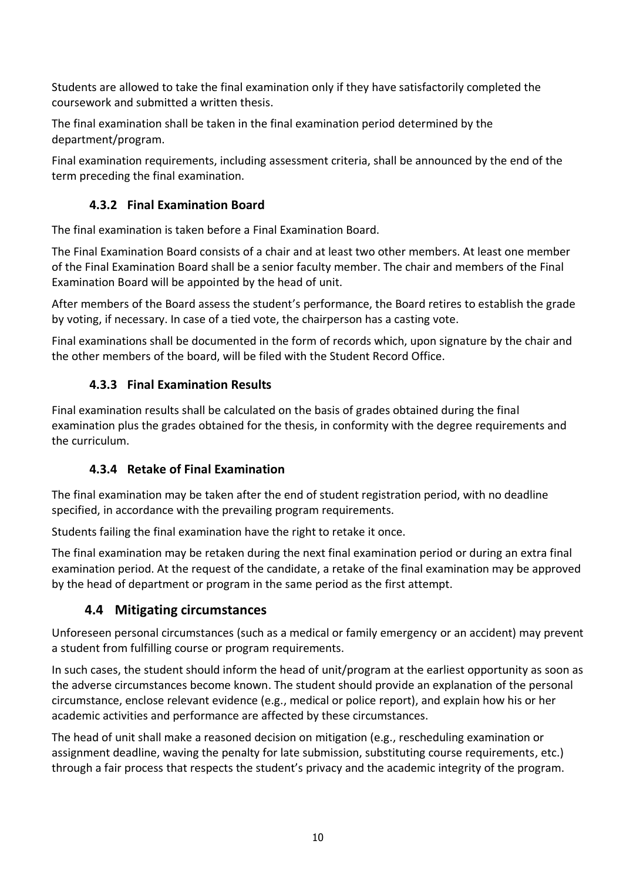Students are allowed to take the final examination only if they have satisfactorily completed the coursework and submitted a written thesis.

The final examination shall be taken in the final examination period determined by the department/program.

Final examination requirements, including assessment criteria, shall be announced by the end of the term preceding the final examination.

#### 4.3.2 Final Examination Board

The final examination is taken before a Final Examination Board.

The Final Examination Board consists of a chair and at least two other members. At least one member of the Final Examination Board shall be a senior faculty member. The chair and members of the Final Examination Board will be appointed by the head of unit.

After members of the Board assess the student's performance, the Board retires to establish the grade by voting, if necessary. In case of a tied vote, the chairperson has a casting vote.

Final examinations shall be documented in the form of records which, upon signature by the chair and the other members of the board, will be filed with the Student Record Office.

#### 4.3.3 Final Examination Results

Final examination results shall be calculated on the basis of grades obtained during the final examination plus the grades obtained for the thesis, in conformity with the degree requirements and the curriculum.

#### 4.3.4 Retake of Final Examination

The final examination may be taken after the end of student registration period, with no deadline specified, in accordance with the prevailing program requirements.

Students failing the final examination have the right to retake it once.

The final examination may be retaken during the next final examination period or during an extra final examination period. At the request of the candidate, a retake of the final examination may be approved by the head of department or program in the same period as the first attempt.

### 4.4 Mitigating circumstances

Unforeseen personal circumstances (such as a medical or family emergency or an accident) may prevent a student from fulfilling course or program requirements.

In such cases, the student should inform the head of unit/program at the earliest opportunity as soon as the adverse circumstances become known. The student should provide an explanation of the personal circumstance, enclose relevant evidence (e.g., medical or police report), and explain how his or her academic activities and performance are affected by these circumstances.

The head of unit shall make a reasoned decision on mitigation (e.g., rescheduling examination or assignment deadline, waving the penalty for late submission, substituting course requirements, etc.) through a fair process that respects the student's privacy and the academic integrity of the program.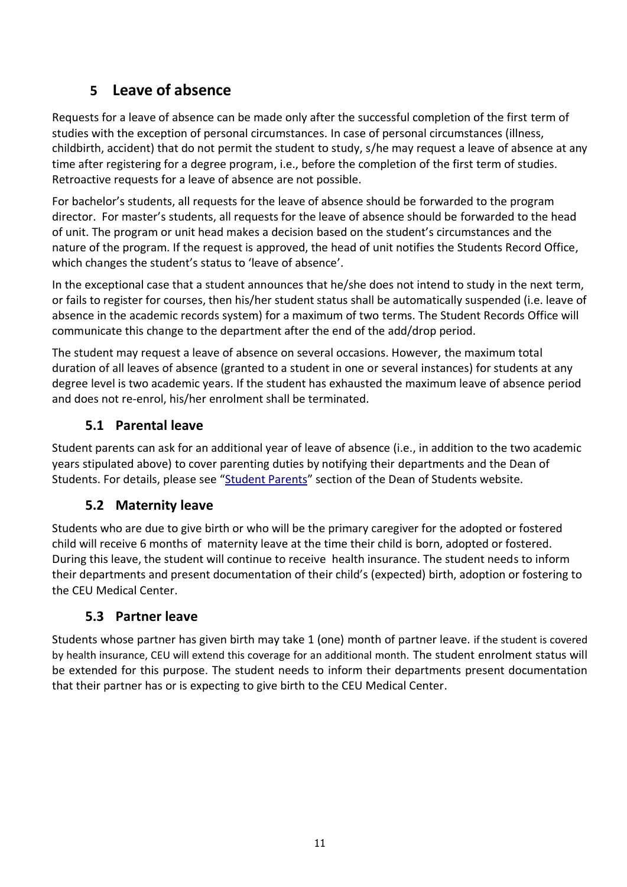# 5 Leave of absence

Requests for a leave of absence can be made only after the successful completion of the first term of studies with the exception of personal circumstances. In case of personal circumstances (illness, childbirth, accident) that do not permit the student to study, s/he may request a leave of absence at any time after registering for a degree program, i.e., before the completion of the first term of studies. Retroactive requests for a leave of absence are not possible.

For bachelor's students, all requests for the leave of absence should be forwarded to the program director. For master's students, all requests for the leave of absence should be forwarded to the head of unit. The program or unit head makes a decision based on the student's circumstances and the nature of the program. If the request is approved, the head of unit notifies the Students Record Office, which changes the student's status to 'leave of absence'.

In the exceptional case that a student announces that he/she does not intend to study in the next term, or fails to register for courses, then his/her student status shall be automatically suspended (i.e. leave of absence in the academic records system) for a maximum of two terms. The Student Records Office will communicate this change to the department after the end of the add/drop period.

The student may request a leave of absence on several occasions. However, the maximum total duration of all leaves of absence (granted to a student in one or several instances) for students at any degree level is two academic years. If the student has exhausted the maximum leave of absence period and does not re-enrol, his/her enrolment shall be terminated.

## 5.1 Parental leave

Student parents can ask for an additional year of leave of absence (i.e., in addition to the two academic years stipulated above) to cover parenting duties by notifying their departments and the Dean of Students. For details, please see "Student Parents" section of the Dean of Students website.

## 5.2 Maternity leave

Students who are due to give birth or who will be the primary caregiver for the adopted or fostered child will receive 6 months of maternity leave at the time their child is born, adopted or fostered. During this leave, the student will continue to receive health insurance. The student needs to inform their departments and present documentation of their child's (expected) birth, adoption or fostering to the CEU Medical Center.

## 5.3 Partner leave

Students whose partner has given birth may take 1 (one) month of partner leave. if the student is covered by health insurance, CEU will extend this coverage for an additional month. The student enrolment status will be extended for this purpose. The student needs to inform their departments present documentation that their partner has or is expecting to give birth to the CEU Medical Center.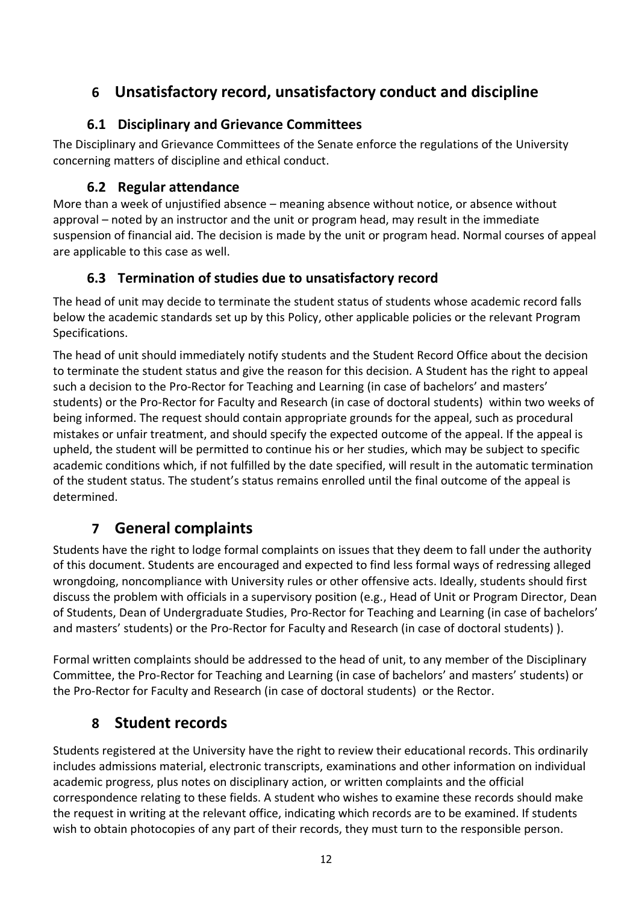# 6 Unsatisfactory record, unsatisfactory conduct and discipline

## 6.1 Disciplinary and Grievance Committees

The Disciplinary and Grievance Committees of the Senate enforce the regulations of the University concerning matters of discipline and ethical conduct.

## 6.2 Regular attendance

More than a week of unjustified absence – meaning absence without notice, or absence without approval – noted by an instructor and the unit or program head, may result in the immediate suspension of financial aid. The decision is made by the unit or program head. Normal courses of appeal are applicable to this case as well.

## 6.3 Termination of studies due to unsatisfactory record

The head of unit may decide to terminate the student status of students whose academic record falls below the academic standards set up by this Policy, other applicable policies or the relevant Program Specifications.

The head of unit should immediately notify students and the Student Record Office about the decision to terminate the student status and give the reason for this decision. A Student has the right to appeal such a decision to the Pro-Rector for Teaching and Learning (in case of bachelors' and masters' students) or the Pro-Rector for Faculty and Research (in case of doctoral students) within two weeks of being informed. The request should contain appropriate grounds for the appeal, such as procedural mistakes or unfair treatment, and should specify the expected outcome of the appeal. If the appeal is upheld, the student will be permitted to continue his or her studies, which may be subject to specific academic conditions which, if not fulfilled by the date specified, will result in the automatic termination of the student status. The student's status remains enrolled until the final outcome of the appeal is determined.

# 7 General complaints

Students have the right to lodge formal complaints on issues that they deem to fall under the authority of this document. Students are encouraged and expected to find less formal ways of redressing alleged wrongdoing, noncompliance with University rules or other offensive acts. Ideally, students should first discuss the problem with officials in a supervisory position (e.g., Head of Unit or Program Director, Dean of Students, Dean of Undergraduate Studies, Pro-Rector for Teaching and Learning (in case of bachelors' and masters' students) or the Pro-Rector for Faculty and Research (in case of doctoral students) ).

Formal written complaints should be addressed to the head of unit, to any member of the Disciplinary Committee, the Pro-Rector for Teaching and Learning (in case of bachelors' and masters' students) or the Pro-Rector for Faculty and Research (in case of doctoral students) or the Rector.

# 8 Student records

Students registered at the University have the right to review their educational records. This ordinarily includes admissions material, electronic transcripts, examinations and other information on individual academic progress, plus notes on disciplinary action, or written complaints and the official correspondence relating to these fields. A student who wishes to examine these records should make the request in writing at the relevant office, indicating which records are to be examined. If students wish to obtain photocopies of any part of their records, they must turn to the responsible person.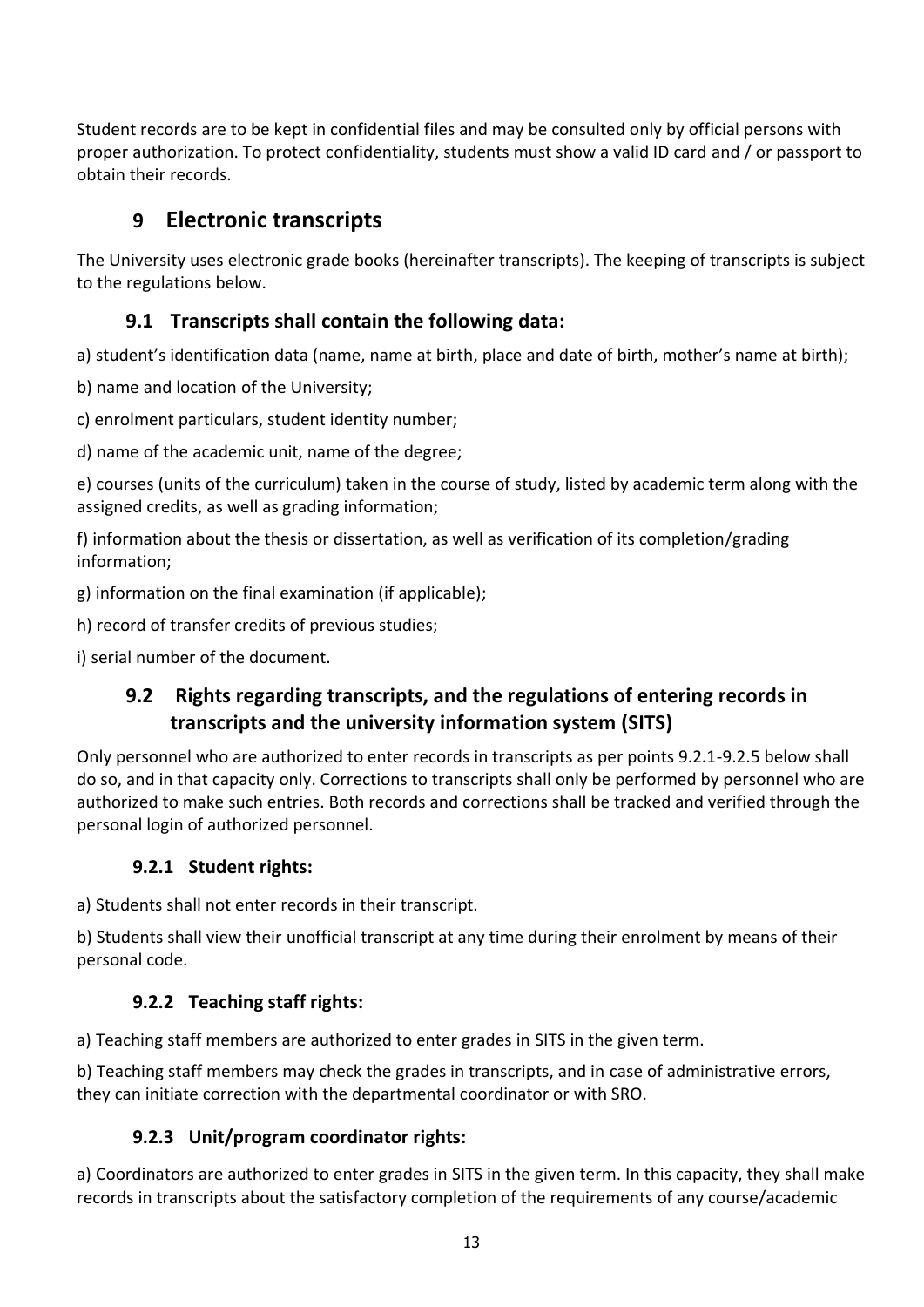Student records are to be kept in confidential files and may be consulted only by official persons with proper authorization. To protect confidentiality, students must show a valid ID card and / or passport to obtain their records.

# 9 Electronic transcripts

The University uses electronic grade books (hereinafter transcripts). The keeping of transcripts is subject to the regulations below.

## 9.1 Transcripts shall contain the following data:

a) student's identification data (name, name at birth, place and date of birth, mother's name at birth);

b) name and location of the University;

c) enrolment particulars, student identity number;

d) name of the academic unit, name of the degree;

e) courses (units of the curriculum) taken in the course of study, listed by academic term along with the assigned credits, as well as grading information;

f) information about the thesis or dissertation, as well as verification of its completion/grading information;

g) information on the final examination (if applicable);

h) record of transfer credits of previous studies;

i) serial number of the document.

## 9.2 Rights regarding transcripts, and the regulations of entering records in transcripts and the university information system (SITS)

Only personnel who are authorized to enter records in transcripts as per points 9.2.1-9.2.5 below shall do so, and in that capacity only. Corrections to transcripts shall only be performed by personnel who are authorized to make such entries. Both records and corrections shall be tracked and verified through the personal login of authorized personnel.

### 9.2.1 Student rights:

a) Students shall not enter records in their transcript.

b) Students shall view their unofficial transcript at any time during their enrolment by means of their personal code.

### 9.2.2 Teaching staff rights:

a) Teaching staff members are authorized to enter grades in SITS in the given term.

b) Teaching staff members may check the grades in transcripts, and in case of administrative errors, they can initiate correction with the departmental coordinator or with SRO.

### 9.2.3 Unit/program coordinator rights:

a) Coordinators are authorized to enter grades in SITS in the given term. In this capacity, they shall make records in transcripts about the satisfactory completion of the requirements of any course/academic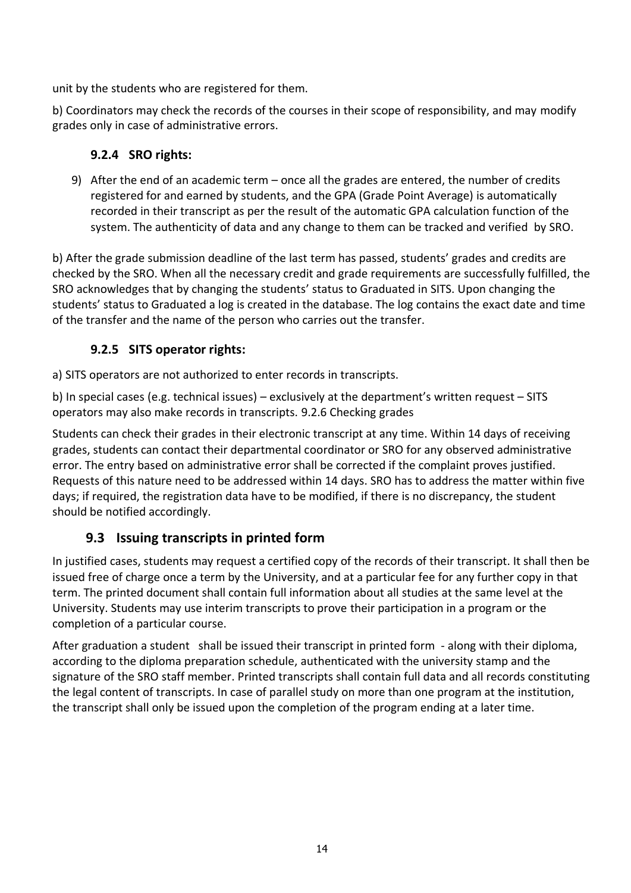unit by the students who are registered for them.

b) Coordinators may check the records of the courses in their scope of responsibility, and may modify grades only in case of administrative errors.

### 9.2.4 SRO rights:

9) After the end of an academic term – once all the grades are entered, the number of credits registered for and earned by students, and the GPA (Grade Point Average) is automatically recorded in their transcript as per the result of the automatic GPA calculation function of the system. The authenticity of data and any change to them can be tracked and verified by SRO.

b) After the grade submission deadline of the last term has passed, students' grades and credits are checked by the SRO. When all the necessary credit and grade requirements are successfully fulfilled, the SRO acknowledges that by changing the students' status to Graduated in SITS. Upon changing the students' status to Graduated a log is created in the database. The log contains the exact date and time of the transfer and the name of the person who carries out the transfer.

### 9.2.5 SITS operator rights:

a) SITS operators are not authorized to enter records in transcripts.

b) In special cases (e.g. technical issues) – exclusively at the department's written request – SITS operators may also make records in transcripts. 9.2.6 Checking grades

Students can check their grades in their electronic transcript at any time. Within 14 days of receiving grades, students can contact their departmental coordinator or SRO for any observed administrative error. The entry based on administrative error shall be corrected if the complaint proves justified. Requests of this nature need to be addressed within 14 days. SRO has to address the matter within five days; if required, the registration data have to be modified, if there is no discrepancy, the student should be notified accordingly.

## 9.3 Issuing transcripts in printed form

In justified cases, students may request a certified copy of the records of their transcript. It shall then be issued free of charge once a term by the University, and at a particular fee for any further copy in that term. The printed document shall contain full information about all studies at the same level at the University. Students may use interim transcripts to prove their participation in a program or the completion of a particular course.

After graduation a student shall be issued their transcript in printed form - along with their diploma, according to the diploma preparation schedule, authenticated with the university stamp and the signature of the SRO staff member. Printed transcripts shall contain full data and all records constituting the legal content of transcripts. In case of parallel study on more than one program at the institution, the transcript shall only be issued upon the completion of the program ending at a later time.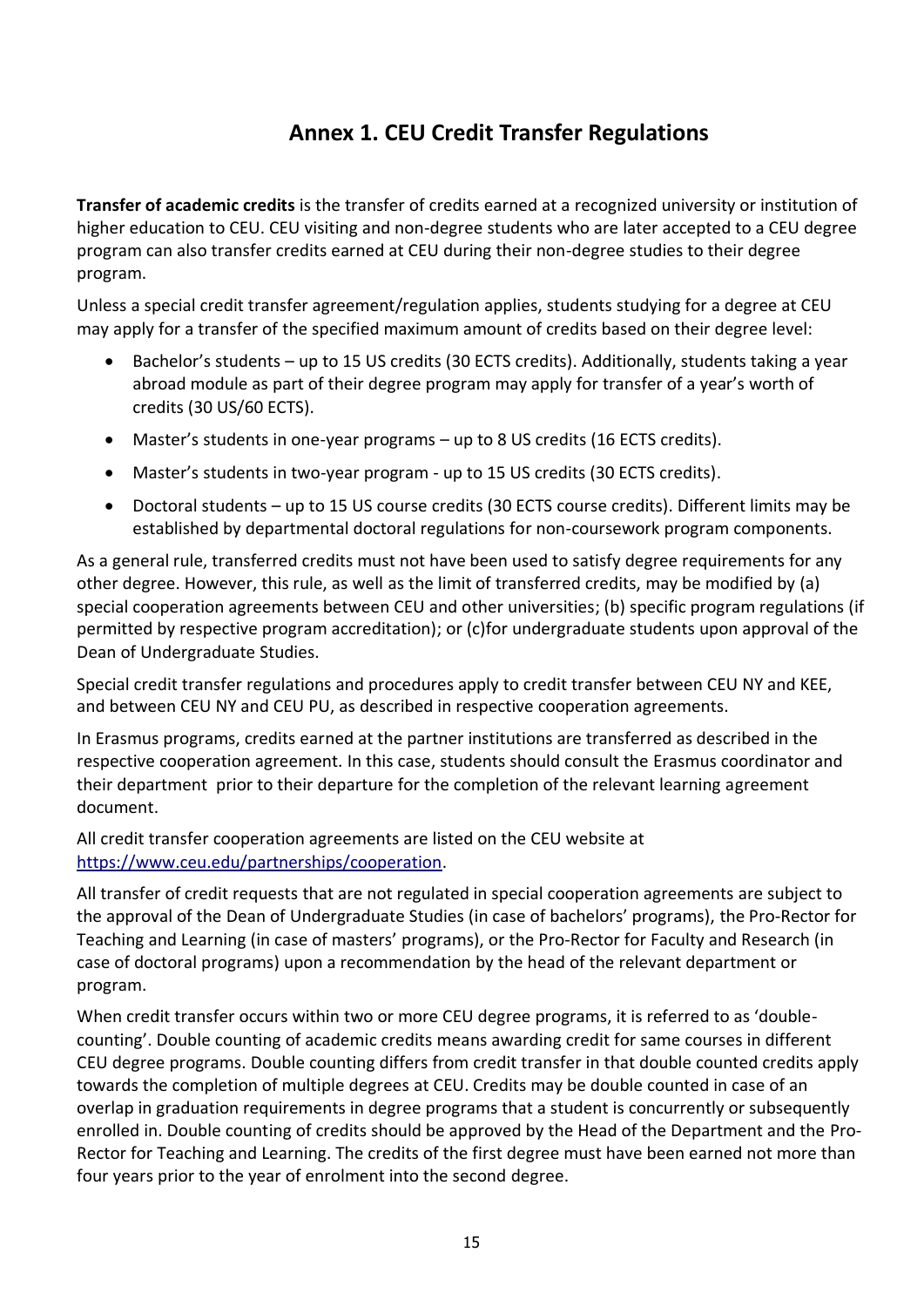# Annex 1. CEU Credit Transfer Regulations

**Transfer of academic credits** is the transfer of credits earned at a recognized university or institution of higher education to CEU. CEU visiting and non-degree students who are later accepted to a CEU degree program can also transfer credits earned at CEU during their non-degree studies to their degree program.

Unless a special credit transfer agreement/regulation applies, students studying for a degree at CEU may apply for a transfer of the specified maximum amount of credits based on their degree level:

- Bachelor's students – up to 15 US credits (30 ECTS credits). Additionally, students taking a year abroad module as part of their degree program may apply for transfer of a year's worth of credits (30 US/60 ECTS).
- Master's students in one-year programs – up to 8 US credits (16 ECTS credits).
- Master's students in two-year program - up to 15 US credits (30 ECTS credits).
- Doctoral students – up to 15 US course credits (30 ECTS course credits). Different limits may be established by departmental doctoral regulations for non-coursework program components.

As a general rule, transferred credits must not have been used to satisfy degree requirements for any other degree. However, this rule, as well as the limit of transferred credits, may be modified by (a) special cooperation agreements between CEU and other universities; (b) specific program regulations (if permitted by respective program accreditation); or (c)for undergraduate students upon approval of the Dean of Undergraduate Studies.

Special credit transfer regulations and procedures apply to credit transfer between CEU NY and KEE, and between CEU NY and CEU PU, as described in respective cooperation agreements.

In Erasmus programs, credits earned at the partner institutions are transferred as described in the respective cooperation agreement. In this case, students should consult the Erasmus coordinator and their department prior to their departure for the completion of the relevant learning agreement document.

All credit transfer cooperation agreements are listed on the CEU website at [https://www.ceu.edu/partnerships/cooperation](https://www.ceu.edu/partnerships/cooperation).

All transfer of credit requests that are not regulated in special cooperation agreements are subject to the approval of the Dean of Undergraduate Studies (in case of bachelors' programs), the Pro-Rector for Teaching and Learning (in case of masters' programs), or the Pro-Rector for Faculty and Research (in case of doctoral programs) upon a recommendation by the head of the relevant department or program.

When credit transfer occurs within two or more CEU degree programs, it is referred to as 'double-counting'. Double counting of academic credits means awarding credit for same courses in different CEU degree programs. Double counting differs from credit transfer in that double counted credits apply towards the completion of multiple degrees at CEU. Credits may be double counted in case of an overlap in graduation requirements in degree programs that a student is concurrently or subsequently enrolled in. Double counting of credits should be approved by the Head of the Department and the Pro-Rector for Teaching and Learning. The credits of the first degree must have been earned not more than four years prior to the year of enrolment into the second degree.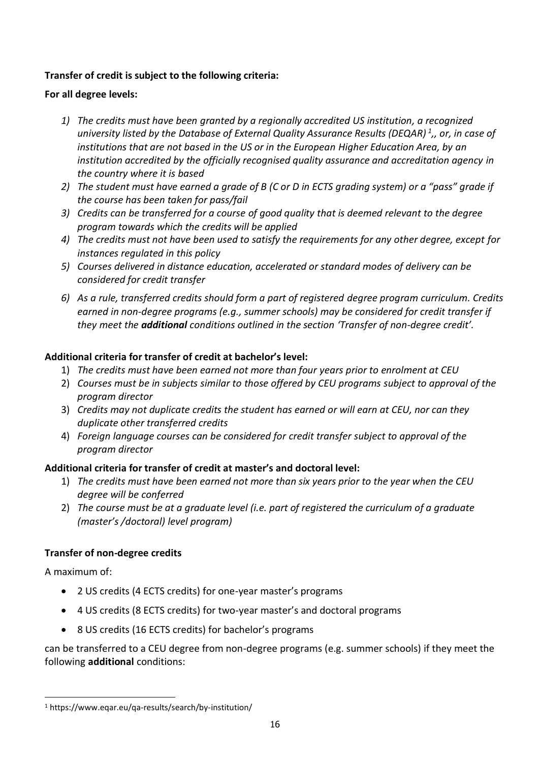**Transfer of credit is subject to the following criteria:**

**For all degree levels:**

1) *The credits must have been granted by a regionally accredited US institution, a recognized university listed by the Database of External Quality Assurance Results (DEQAR)* [1]*,, or, in case of institutions that are not based in the US or in the European Higher Education Area, by an institution accredited by the officially recognised quality assurance and accreditation agency in the country where it is based*
2) *The student must have earned a grade of B (C or D in ECTS grading system) or a "pass" grade if the course has been taken for pass/fail*
3) *Credits can be transferred for a course of good quality that is deemed relevant to the degree program towards which the credits will be applied*
4) *The credits must not have been used to satisfy the requirements for any other degree, except for instances regulated in this policy*
5) *Courses delivered in distance education, accelerated or standard modes of delivery can be considered for credit transfer*
6) *As a rule, transferred credits should form a part of registered degree program curriculum. Credits earned in non-degree programs (e.g., summer schools) may be considered for credit transfer if they meet the* ***additional*** *conditions outlined in the section 'Transfer of non-degree credit'.*

**Additional criteria for transfer of credit at bachelor's level:**

1) *The credits must have been earned not more than four years prior to enrolment at CEU*
2) *Courses must be in subjects similar to those offered by CEU programs subject to approval of the program director*
3) *Credits may not duplicate credits the student has earned or will earn at CEU, nor can they duplicate other transferred credits*
4) *Foreign language courses can be considered for credit transfer subject to approval of the program director*

**Additional criteria for transfer of credit at master's and doctoral level:**

1) *The credits must have been earned not more than six years prior to the year when the CEU degree will be conferred*
2) *The course must be at a graduate level (i.e. part of registered the curriculum of a graduate (master's /doctoral) level program)*

**Transfer of non-degree credits**

A maximum of:

- 2 US credits (4 ECTS credits) for one-year master's programs
- 4 US credits (8 ECTS credits) for two-year master's and doctoral programs
- 8 US credits (16 ECTS credits) for bachelor's programs

can be transferred to a CEU degree from non-degree programs (e.g. summer schools) if they meet the following **additional** conditions:

[1] https://www.eqar.eu/qa-results/search/by-institution/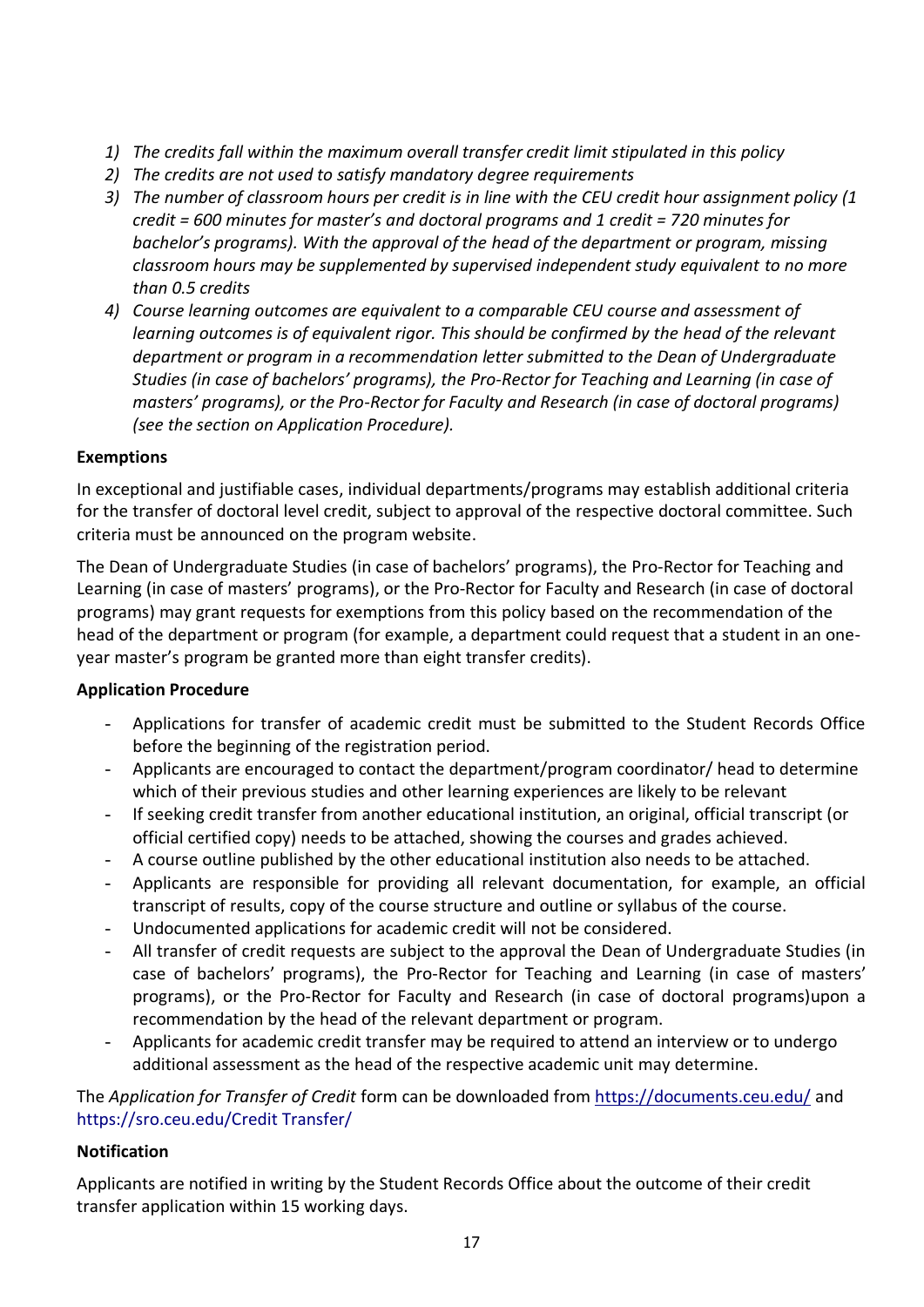1) *The credits fall within the maximum overall transfer credit limit stipulated in this policy*
2) *The credits are not used to satisfy mandatory degree requirements*
3) *The number of classroom hours per credit is in line with the CEU credit hour assignment policy (1 credit = 600 minutes for master's and doctoral programs and 1 credit = 720 minutes for bachelor's programs). With the approval of the head of the department or program, missing classroom hours may be supplemented by supervised independent study equivalent to no more than 0.5 credits*
4) *Course learning outcomes are equivalent to a comparable CEU course and assessment of learning outcomes is of equivalent rigor. This should be confirmed by the head of the relevant department or program in a recommendation letter submitted to the Dean of Undergraduate Studies (in case of bachelors' programs), the Pro-Rector for Teaching and Learning (in case of masters' programs), or the Pro-Rector for Faculty and Research (in case of doctoral programs) (see the section on Application Procedure).*

**Exemptions**

In exceptional and justifiable cases, individual departments/programs may establish additional criteria for the transfer of doctoral level credit, subject to approval of the respective doctoral committee. Such criteria must be announced on the program website.

The Dean of Undergraduate Studies (in case of bachelors' programs), the Pro-Rector for Teaching and Learning (in case of masters' programs), or the Pro-Rector for Faculty and Research (in case of doctoral programs) may grant requests for exemptions from this policy based on the recommendation of the head of the department or program (for example, a department could request that a student in an one-year master's program be granted more than eight transfer credits).

**Application Procedure**

- Applications for transfer of academic credit must be submitted to the Student Records Office before the beginning of the registration period.
- Applicants are encouraged to contact the department/program coordinator/ head to determine which of their previous studies and other learning experiences are likely to be relevant
- If seeking credit transfer from another educational institution, an original, official transcript (or official certified copy) needs to be attached, showing the courses and grades achieved.
- A course outline published by the other educational institution also needs to be attached.
- Applicants are responsible for providing all relevant documentation, for example, an official transcript of results, copy of the course structure and outline or syllabus of the course.
- Undocumented applications for academic credit will not be considered.
- All transfer of credit requests are subject to the approval the Dean of Undergraduate Studies (in case of bachelors' programs), the Pro-Rector for Teaching and Learning (in case of masters' programs), or the Pro-Rector for Faculty and Research (in case of doctoral programs)upon a recommendation by the head of the relevant department or program.
- Applicants for academic credit transfer may be required to attend an interview or to undergo additional assessment as the head of the respective academic unit may determine.

The *Application for Transfer of Credit* form can be downloaded from https://documents.ceu.edu/ and https://sro.ceu.edu/Credit Transfer/

**Notification**

Applicants are notified in writing by the Student Records Office about the outcome of their credit transfer application within 15 working days.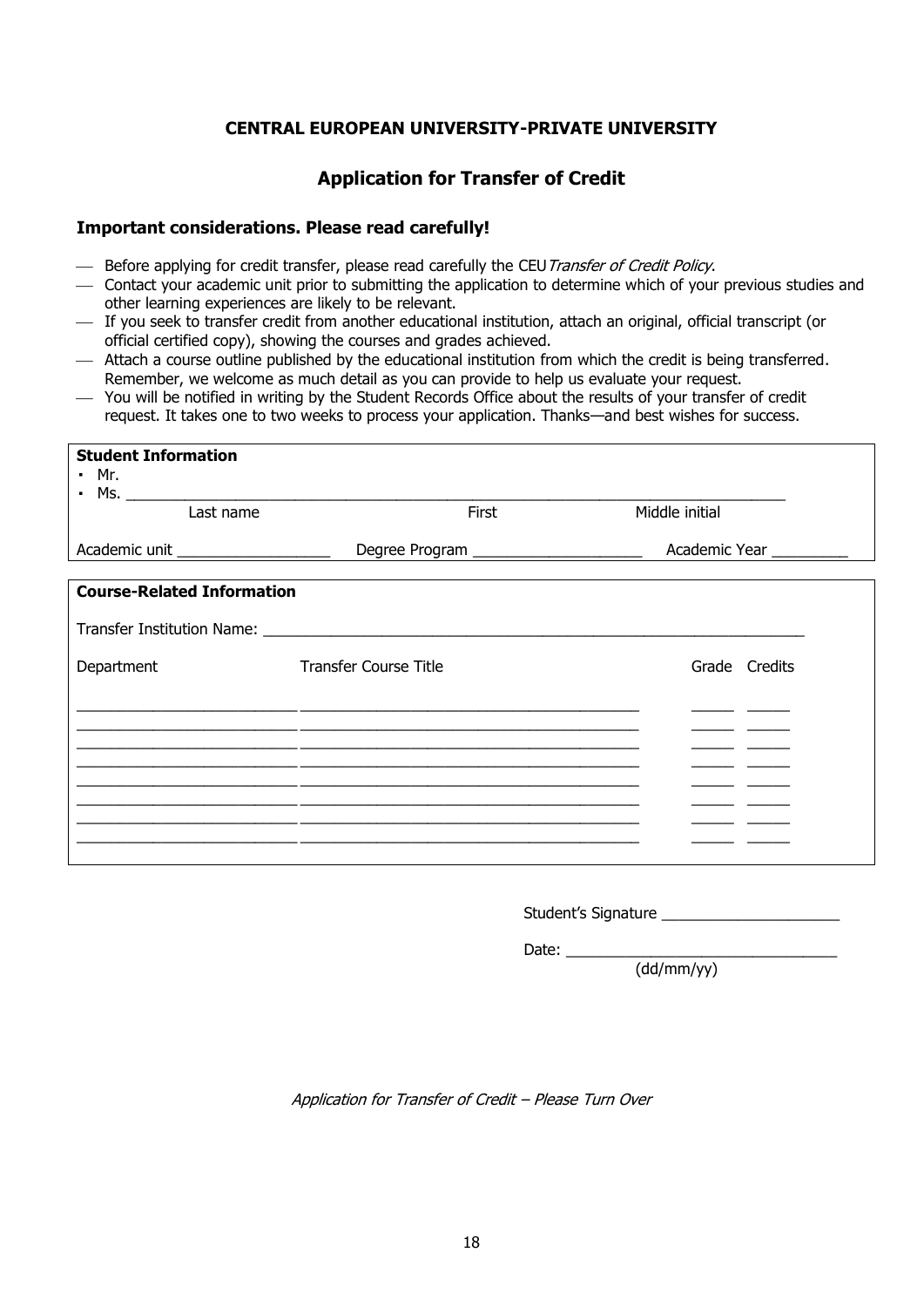**CENTRAL EUROPEAN UNIVERSITY-PRIVATE UNIVERSITY**

## Application for Transfer of Credit

### Important considerations. Please read carefully!

- Before applying for credit transfer, please read carefully the CEU *Transfer of Credit Policy*.
- Contact your academic unit prior to submitting the application to determine which of your previous studies and other learning experiences are likely to be relevant.
- If you seek to transfer credit from another educational institution, attach an original, official transcript (or official certified copy), showing the courses and grades achieved.
- Attach a course outline published by the educational institution from which the credit is being transferred. Remember, we welcome as much detail as you can provide to help us evaluate your request.
- You will be notified in writing by the Student Records Office about the results of your transfer of credit request. It takes one to two weeks to process your application. Thanks—and best wishes for success.

**Student Information**

- Mr.
- Ms. ______________________________________________________________________

Last name First Middle initial

Academic unit __________________ Degree Program ____________________ Academic Year _________

**Course-Related Information**

Transfer Institution Name: ___________________________________________________________________

| Department | Transfer Course Title | Grade | Credits |
| --- | --- | --- | --- |
| | | | |
| | | | |
| | | | |
| | | | |
| | | | |
| | | | |
| | | | |
| | | | |

Student's Signature _____________________

Date: _______________________________
(dd/mm/yy)

*Application for Transfer of Credit – Please Turn Over*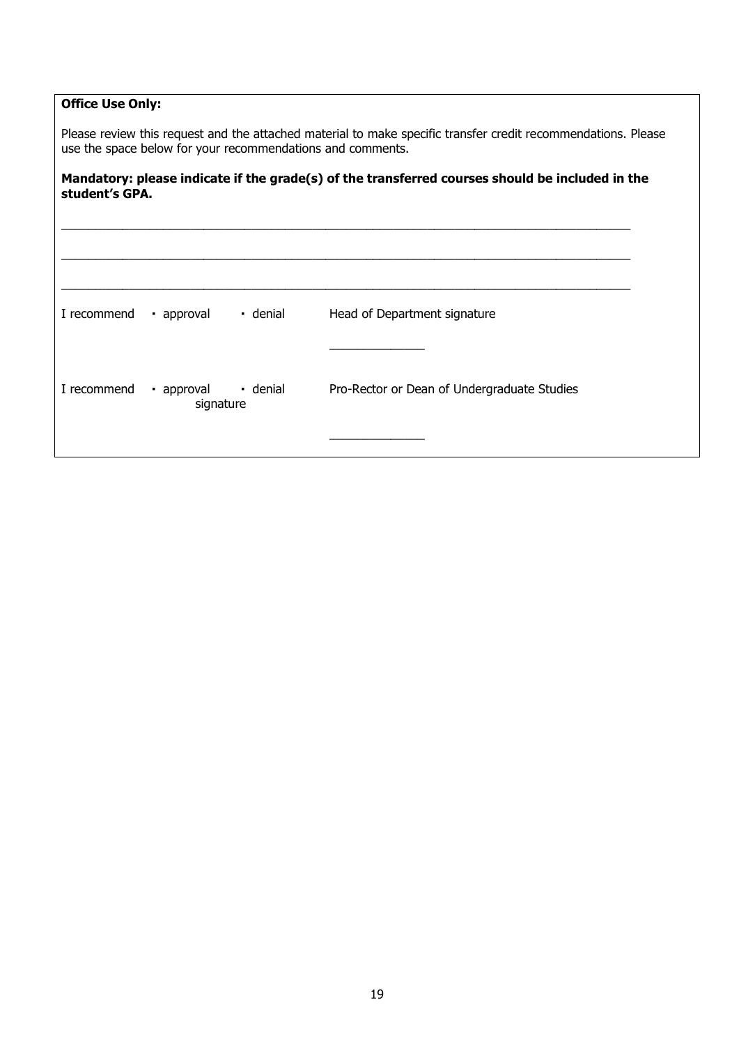**Office Use Only:**

Please review this request and the attached material to make specific transfer credit recommendations. Please use the space below for your recommendations and comments.

**Mandatory: please indicate if the grade(s) of the transferred courses should be included in the student's GPA.**

\_\_\_\_\_\_\_\_\_\_\_\_\_\_\_\_\_\_\_\_\_\_\_\_\_\_\_\_\_\_\_\_\_\_\_\_\_\_\_\_\_\_\_\_\_\_\_\_\_\_\_\_\_\_\_\_\_\_\_\_\_\_\_\_\_\_\_\_\_\_\_\_\_\_\_\_\_\_

\_\_\_\_\_\_\_\_\_\_\_\_\_\_\_\_\_\_\_\_\_\_\_\_\_\_\_\_\_\_\_\_\_\_\_\_\_\_\_\_\_\_\_\_\_\_\_\_\_\_\_\_\_\_\_\_\_\_\_\_\_\_\_\_\_\_\_\_\_\_\_\_\_\_\_\_\_\_

\_\_\_\_\_\_\_\_\_\_\_\_\_\_\_\_\_\_\_\_\_\_\_\_\_\_\_\_\_\_\_\_\_\_\_\_\_\_\_\_\_\_\_\_\_\_\_\_\_\_\_\_\_\_\_\_\_\_\_\_\_\_\_\_\_\_\_\_\_\_\_\_\_\_\_\_\_\_

I recommend ▪ approval ▪ denial Head of Department signature

\_\_\_\_\_\_\_\_\_\_\_\_\_\_

I recommend ▪ approval ▪ denial Pro-Rector or Dean of Undergraduate Studies signature

\_\_\_\_\_\_\_\_\_\_\_\_\_\_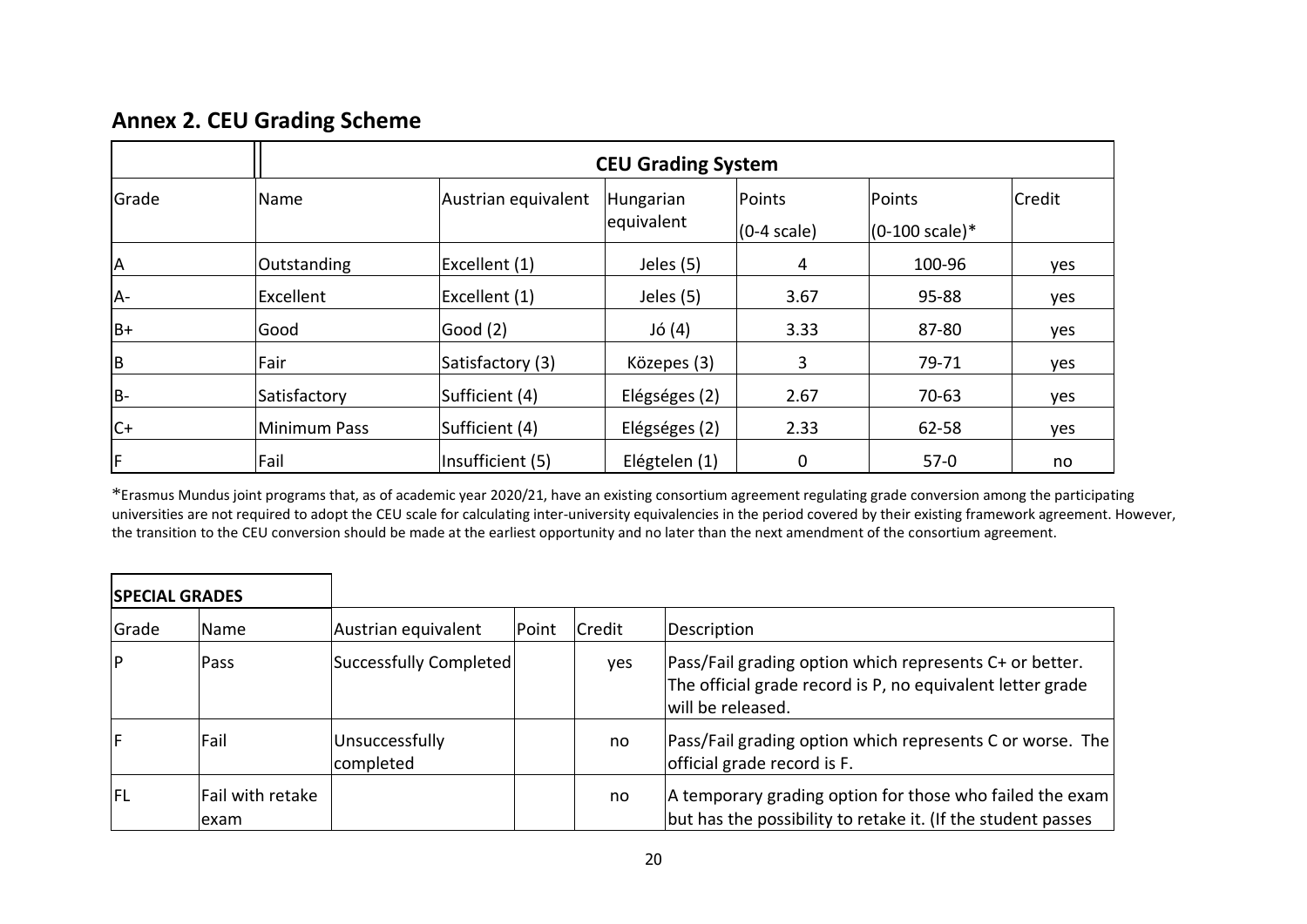## Annex 2. CEU Grading Scheme

| | CEU Grading System | | | | | |
|---|---|---|---|---|---|---|
| Grade | Name | Austrian equivalent | Hungarian equivalent | Points (0-4 scale) | Points (0-100 scale)* | Credit |
| A | Outstanding | Excellent (1) | Jeles (5) | 4 | 100-96 | yes |
| A- | Excellent | Excellent (1) | Jeles (5) | 3.67 | 95-88 | yes |
| B+ | Good | Good (2) | Jó (4) | 3.33 | 87-80 | yes |
| B | Fair | Satisfactory (3) | Közepes (3) | 3 | 79-71 | yes |
| B- | Satisfactory | Sufficient (4) | Elégséges (2) | 2.67 | 70-63 | yes |
| C+ | Minimum Pass | Sufficient (4) | Elégséges (2) | 2.33 | 62-58 | yes |
| F | Fail | Insufficient (5) | Elégtelen (1) | 0 | 57-0 | no |

*Erasmus Mundus joint programs that, as of academic year 2020/21, have an existing consortium agreement regulating grade conversion among the participating universities are not required to adopt the CEU scale for calculating inter-university equivalencies in the period covered by their existing framework agreement. However, the transition to the CEU conversion should be made at the earliest opportunity and no later than the next amendment of the consortium agreement.

| SPECIAL GRADES | | | | | |
|---|---|---|---|---|---|
| Grade | Name | Austrian equivalent | Point | Credit | Description |
| P | Pass | Successfully Completed | | yes | Pass/Fail grading option which represents C+ or better. The official grade record is P, no equivalent letter grade will be released. |
| F | Fail | Unsuccessfully completed | | no | Pass/Fail grading option which represents C or worse. The official grade record is F. |
| FL | Fail with retake exam | | | no | A temporary grading option for those who failed the exam but has the possibility to retake it. (If the student passes |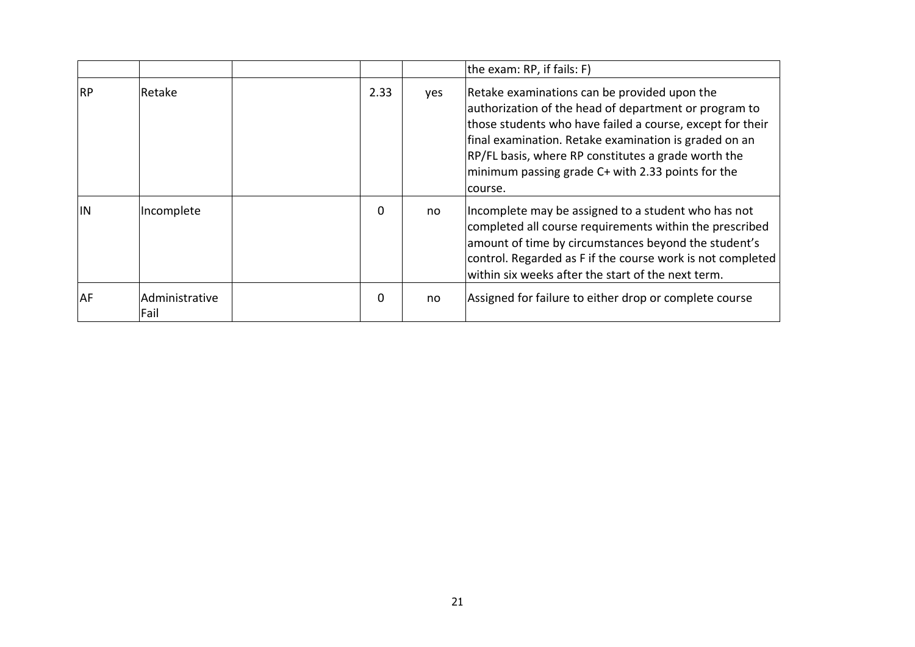| | | | | | |
|---|---|---|---|---|---|
| | | | | | the exam: RP, if fails: F) |
| RP | Retake | | 2.33 | yes | Retake examinations can be provided upon the authorization of the head of department or program to those students who have failed a course, except for their final examination. Retake examination is graded on an RP/FL basis, where RP constitutes a grade worth the minimum passing grade C+ with 2.33 points for the course. |
| IN | Incomplete | | 0 | no | Incomplete may be assigned to a student who has not completed all course requirements within the prescribed amount of time by circumstances beyond the student's control. Regarded as F if the course work is not completed within six weeks after the start of the next term. |
| AF | Administrative Fail | | 0 | no | Assigned for failure to either drop or complete course |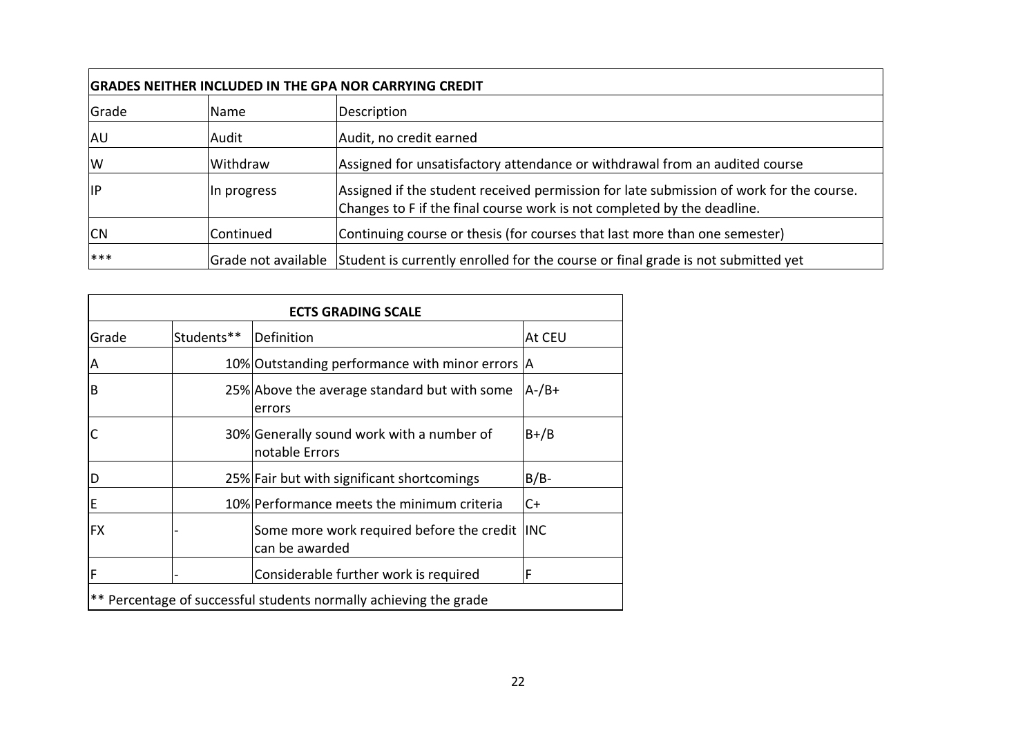| GRADES NEITHER INCLUDED IN THE GPA NOR CARRYING CREDIT | | |
|---|---|---|
| Grade | Name | Description |
| AU | Audit | Audit, no credit earned |
| W | Withdraw | Assigned for unsatisfactory attendance or withdrawal from an audited course |
| IP | In progress | Assigned if the student received permission for late submission of work for the course. Changes to F if the final course work is not completed by the deadline. |
| CN | Continued | Continuing course or thesis (for courses that last more than one semester) |
| *** | Grade not available | Student is currently enrolled for the course or final grade is not submitted yet |

| ECTS GRADING SCALE | | | |
|---|---|---|---|
| Grade | Students** | Definition | At CEU |
| A | 10% | Outstanding performance with minor errors | A |
| B | 25% | Above the average standard but with some errors | A-/B+ |
| C | 30% | Generally sound work with a number of notable Errors | B+/B |
| D | 25% | Fair but with significant shortcomings | B/B- |
| E | 10% | Performance meets the minimum criteria | C+ |
| FX | - | Some more work required before the credit can be awarded | INC |
| F | - | Considerable further work is required | F |

** Percentage of successful students normally achieving the grade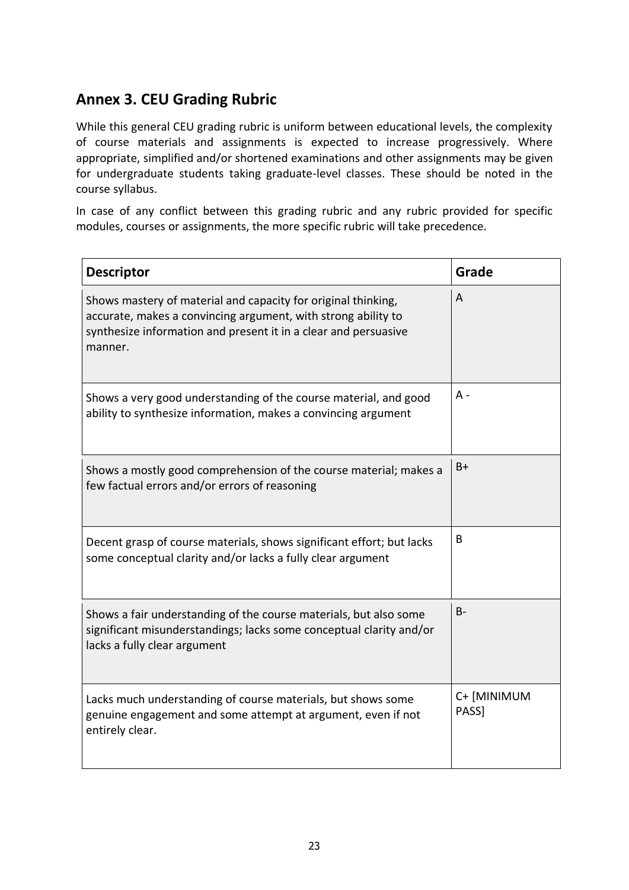## Annex 3. CEU Grading Rubric

While this general CEU grading rubric is uniform between educational levels, the complexity of course materials and assignments is expected to increase progressively. Where appropriate, simplified and/or shortened examinations and other assignments may be given for undergraduate students taking graduate-level classes. These should be noted in the course syllabus.

In case of any conflict between this grading rubric and any rubric provided for specific modules, courses or assignments, the more specific rubric will take precedence.

| Descriptor | Grade |
|---|---|
| Shows mastery of material and capacity for original thinking, accurate, makes a convincing argument, with strong ability to synthesize information and present it in a clear and persuasive manner. | A |
| Shows a very good understanding of the course material, and good ability to synthesize information, makes a convincing argument | A - |
| Shows a mostly good comprehension of the course material; makes a few factual errors and/or errors of reasoning | B+ |
| Decent grasp of course materials, shows significant effort; but lacks some conceptual clarity and/or lacks a fully clear argument | B |
| Shows a fair understanding of the course materials, but also some significant misunderstandings; lacks some conceptual clarity and/or lacks a fully clear argument | B- |
| Lacks much understanding of course materials, but shows some genuine engagement and some attempt at argument, even if not entirely clear. | C+ [MINIMUM PASS] |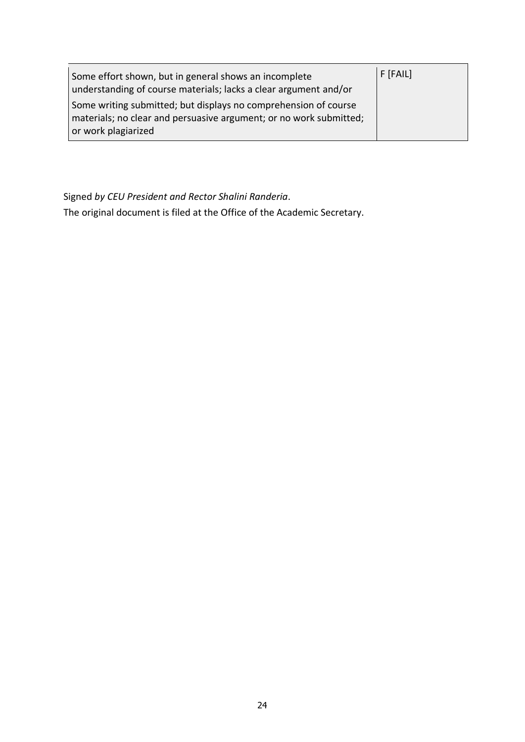| | |
|---|---|
| Some effort shown, but in general shows an incomplete understanding of course materials; lacks a clear argument and/or Some writing submitted; but displays no comprehension of course materials; no clear and persuasive argument; or no work submitted; or work plagiarized | F [FAIL] |

Signed *by CEU President and Rector Shalini Randeria*.

The original document is filed at the Office of the Academic Secretary.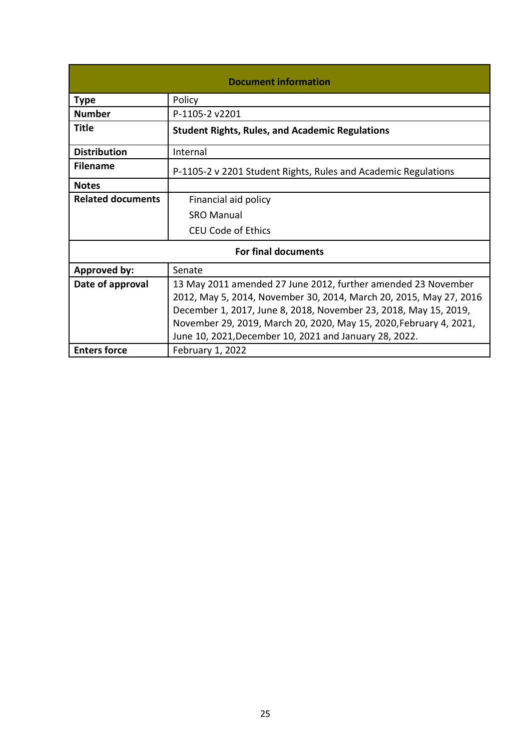| Document information | |
|---|---|
| **Type** | Policy |
| **Number** | P-1105-2 v2201 |
| **Title** | **Student Rights, Rules, and Academic Regulations** |
| **Distribution** | Internal |
| **Filename** | P-1105-2 v 2201 Student Rights, Rules and Academic Regulations |
| **Notes** | |
| **Related documents** | Financial aid policy<br>SRO Manual<br>CEU Code of Ethics |
| **For final documents** | |
| **Approved by:** | Senate |
| **Date of approval** | 13 May 2011 amended 27 June 2012, further amended 23 November 2012, May 5, 2014, November 30, 2014, March 20, 2015, May 27, 2016 December 1, 2017, June 8, 2018, November 23, 2018, May 15, 2019, November 29, 2019, March 20, 2020, May 15, 2020,February 4, 2021, June 10, 2021,December 10, 2021 and January 28, 2022. |
| **Enters force** | February 1, 2022 |